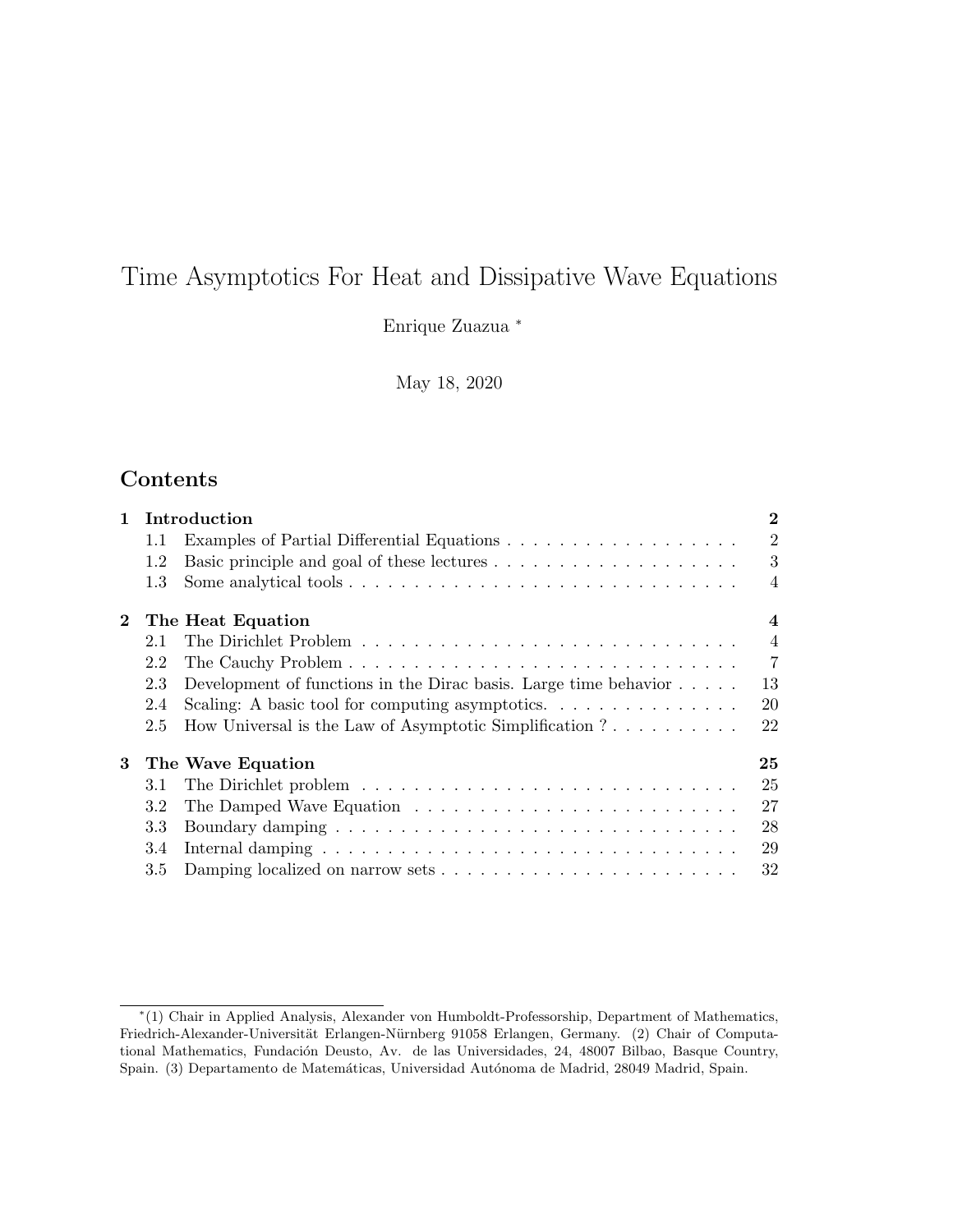# Time Asymptotics For Heat and Dissipative Wave Equations

Enrique Zuazua *

May 18, 2020

## Contents

**1 Introduction** **2**
- 1.1 Examples of Partial Differential Equations . . . . . . . . . . . . . . . . . . . 2
- 1.2 Basic principle and goal of these lectures . . . . . . . . . . . . . . . . . . . 3
- 1.3 Some analytical tools . . . . . . . . . . . . . . . . . . . . . . . . . . . . . . 4

**2 The Heat Equation** **4**
- 2.1 The Dirichlet Problem . . . . . . . . . . . . . . . . . . . . . . . . . . . . . 4
- 2.2 The Cauchy Problem . . . . . . . . . . . . . . . . . . . . . . . . . . . . . . 7
- 2.3 Development of functions in the Dirac basis. Large time behavior . . . . . 13
- 2.4 Scaling: A basic tool for computing asymptotics. . . . . . . . . . . . . . . 20
- 2.5 How Universal is the Law of Asymptotic Simplification ? . . . . . . . . . . 22

**3 The Wave Equation** **25**
- 3.1 The Dirichlet problem . . . . . . . . . . . . . . . . . . . . . . . . . . . . . 25
- 3.2 The Damped Wave Equation . . . . . . . . . . . . . . . . . . . . . . . . . 27
- 3.3 Boundary damping . . . . . . . . . . . . . . . . . . . . . . . . . . . . . . . 28
- 3.4 Internal damping . . . . . . . . . . . . . . . . . . . . . . . . . . . . . . . . 29
- 3.5 Damping localized on narrow sets . . . . . . . . . . . . . . . . . . . . . . . 32

---

*(1) Chair in Applied Analysis, Alexander von Humboldt-Professorship, Department of Mathematics, Friedrich-Alexander-Universität Erlangen-Nürnberg 91058 Erlangen, Germany. (2) Chair of Computational Mathematics, Fundación Deusto, Av. de las Universidades, 24, 48007 Bilbao, Basque Country, Spain. (3) Departamento de Matemáticas, Universidad Autónoma de Madrid, 28049 Madrid, Spain.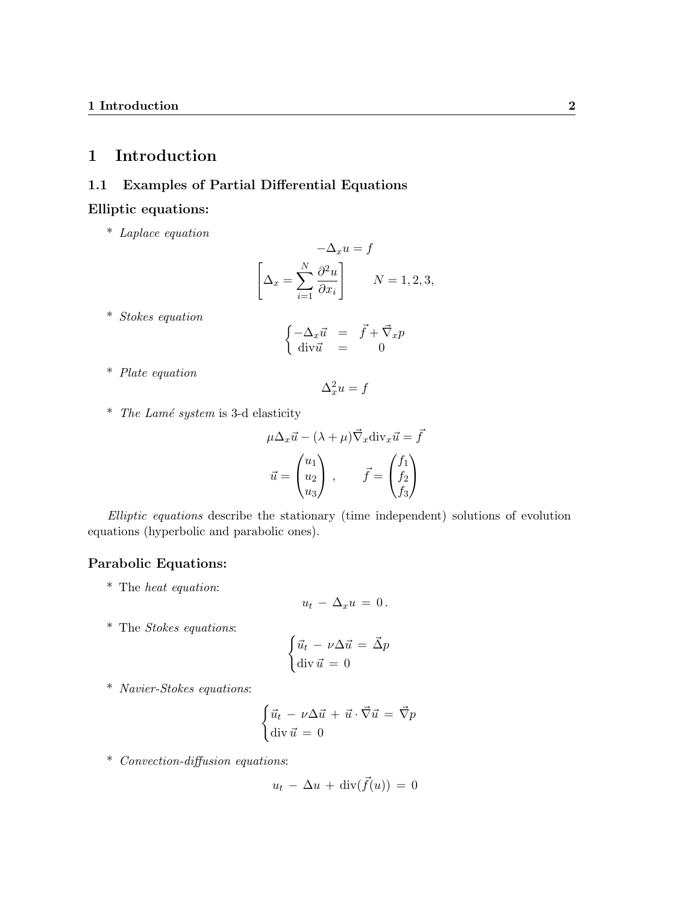# 1 Introduction

## 1.1 Examples of Partial Differential Equations

### Elliptic equations:

* *Laplace equation*

$$-\Delta_x u = f$$

$$\left[\Delta_x = \sum_{i=1}^{N} \frac{\partial^2 u}{\partial x_i}\right] \qquad N = 1, 2, 3,$$

* *Stokes equation*

$$\begin{cases} -\Delta_x \vec{u} &= \vec{f} + \vec{\nabla}_x p \\ \operatorname{div} \vec{u} &= 0 \end{cases}$$

* *Plate equation*

$$\Delta_x^2 u = f$$

* *The Lamé system* is 3-d elasticity

$$\mu \Delta_x \vec{u} - (\lambda + \mu) \vec{\nabla}_x \operatorname{div}_x \vec{u} = \vec{f}$$

$$\vec{u} = \begin{pmatrix} u_1 \\ u_2 \\ u_3 \end{pmatrix}, \qquad \vec{f} = \begin{pmatrix} f_1 \\ f_2 \\ f_3 \end{pmatrix}$$

*Elliptic equations* describe the stationary (time independent) solutions of evolution equations (hyperbolic and parabolic ones).

### Parabolic Equations:

* The *heat equation*:

$$u_t - \Delta_x u = 0.$$

* The *Stokes equations*:

$$\begin{cases} \vec{u}_t - \nu \Delta \vec{u} = \vec{\Delta} p \\ \operatorname{div} \vec{u} = 0 \end{cases}$$

* *Navier-Stokes equations*:

$$\begin{cases} \vec{u}_t - \nu \Delta \vec{u} + \vec{u} \cdot \vec{\nabla} \vec{u} = \vec{\nabla} p \\ \operatorname{div} \vec{u} = 0 \end{cases}$$

* *Convection-diffusion equations*:

$$u_t - \Delta u + \operatorname{div}(\vec{f}(u)) = 0$$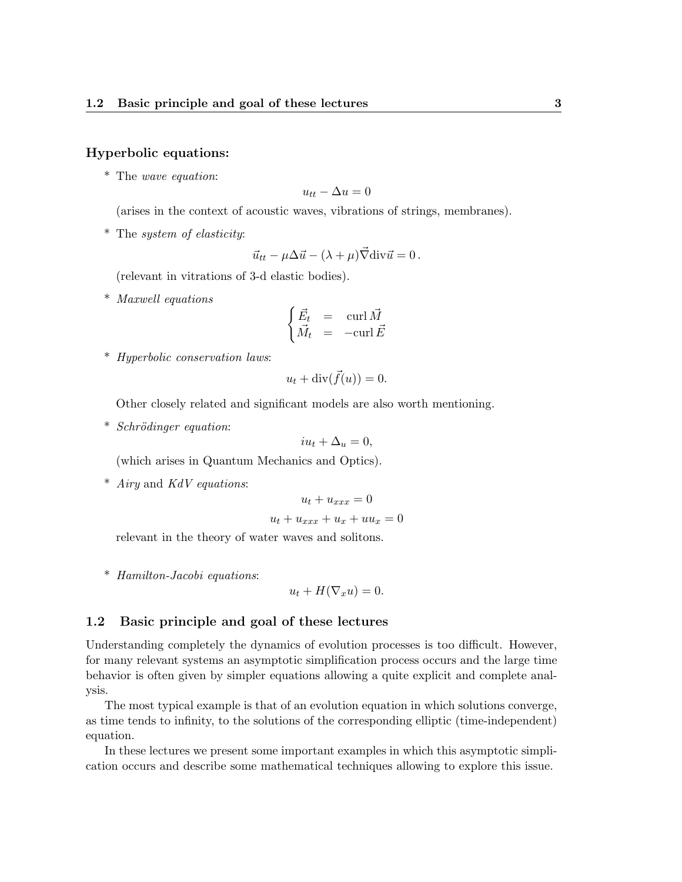### Hyperbolic equations:

* The *wave equation*:

$$u_{tt} - \Delta u = 0$$

(arises in the context of acoustic waves, vibrations of strings, membranes).

* The *system of elasticity*:

$$\vec{u}_{tt} - \mu \Delta \vec{u} - (\lambda + \mu) \vec{\nabla} \mathrm{div} \vec{u} = 0\,.$$

(relevant in vitrations of 3-d elastic bodies).

* *Maxwell equations*

$$\begin{cases} \vec{E}_t &= \mathrm{curl}\, \vec{M} \\ \vec{M}_t &= -\mathrm{curl}\, \vec{E} \end{cases}$$

* *Hyperbolic conservation laws*:

$$u_t + \mathrm{div}(\vec{f}(u)) = 0.$$

Other closely related and significant models are also worth mentioning.

* *Schrödinger equation*:

$$iu_t + \Delta_u = 0,$$

(which arises in Quantum Mechanics and Optics).

* *Airy* and *KdV equations*:

$$u_t + u_{xxx} = 0$$

$$u_t + u_{xxx} + u_x + uu_x = 0$$

relevant in the theory of water waves and solitons.

* *Hamilton-Jacobi equations*:

$$u_t + H(\nabla_x u) = 0.$$

## 1.2 Basic principle and goal of these lectures

Understanding completely the dynamics of evolution processes is too difficult. However, for many relevant systems an asymptotic simplification process occurs and the large time behavior is often given by simpler equations allowing a quite explicit and complete analysis.

The most typical example is that of an evolution equation in which solutions converge, as time tends to infinity, to the solutions of the corresponding elliptic (time-independent) equation.

In these lectures we present some important examples in which this asymptotic simplification occurs and describe some mathematical techniques allowing to explore this issue.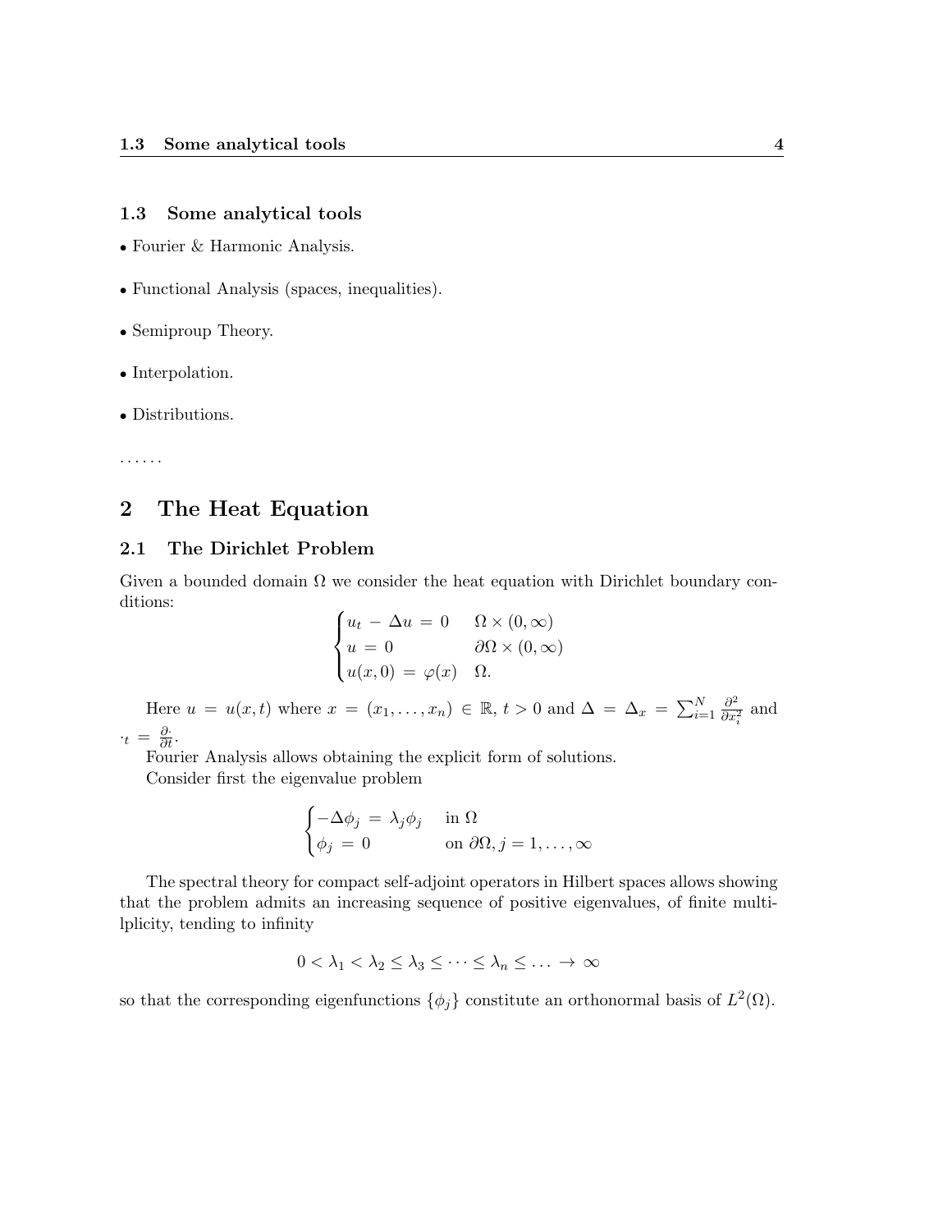### 1.3 Some analytical tools

- Fourier & Harmonic Analysis.

- Functional Analysis (spaces, inequalities).

- Semiproup Theory.

- Interpolation.

- Distributions.

......

# 2 The Heat Equation

## 2.1 The Dirichlet Problem

Given a bounded domain $\Omega$ we consider the heat equation with Dirichlet boundary conditions:

$$\begin{cases} u_t - \Delta u = 0 & \Omega \times (0, \infty) \\ u = 0 & \partial\Omega \times (0, \infty) \\ u(x, 0) = \varphi(x) & \Omega. \end{cases}$$

Here $u = u(x,t)$ where $x = (x_1, \ldots, x_n) \in \mathbb{R}$, $t > 0$ and $\Delta = \Delta_x = \sum_{i=1}^{N} \frac{\partial^2}{\partial x_i^2}$ and $\cdot_t = \frac{\partial \cdot}{\partial t}$.

Fourier Analysis allows obtaining the explicit form of solutions.

Consider first the eigenvalue problem

$$\begin{cases} -\Delta \phi_j = \lambda_j \phi_j & \text{in } \Omega \\ \phi_j = 0 & \text{on } \partial\Omega, j = 1, \ldots, \infty \end{cases}$$

The spectral theory for compact self-adjoint operators in Hilbert spaces allows showing that the problem admits an increasing sequence of positive eigenvalues, of finite multilplicity, tending to infinity

$$0 < \lambda_1 < \lambda_2 \leq \lambda_3 \leq \cdots \leq \lambda_n \leq \ldots \to \infty$$

so that the corresponding eigenfunctions $\{\phi_j\}$ constitute an orthonormal basis of $L^2(\Omega)$.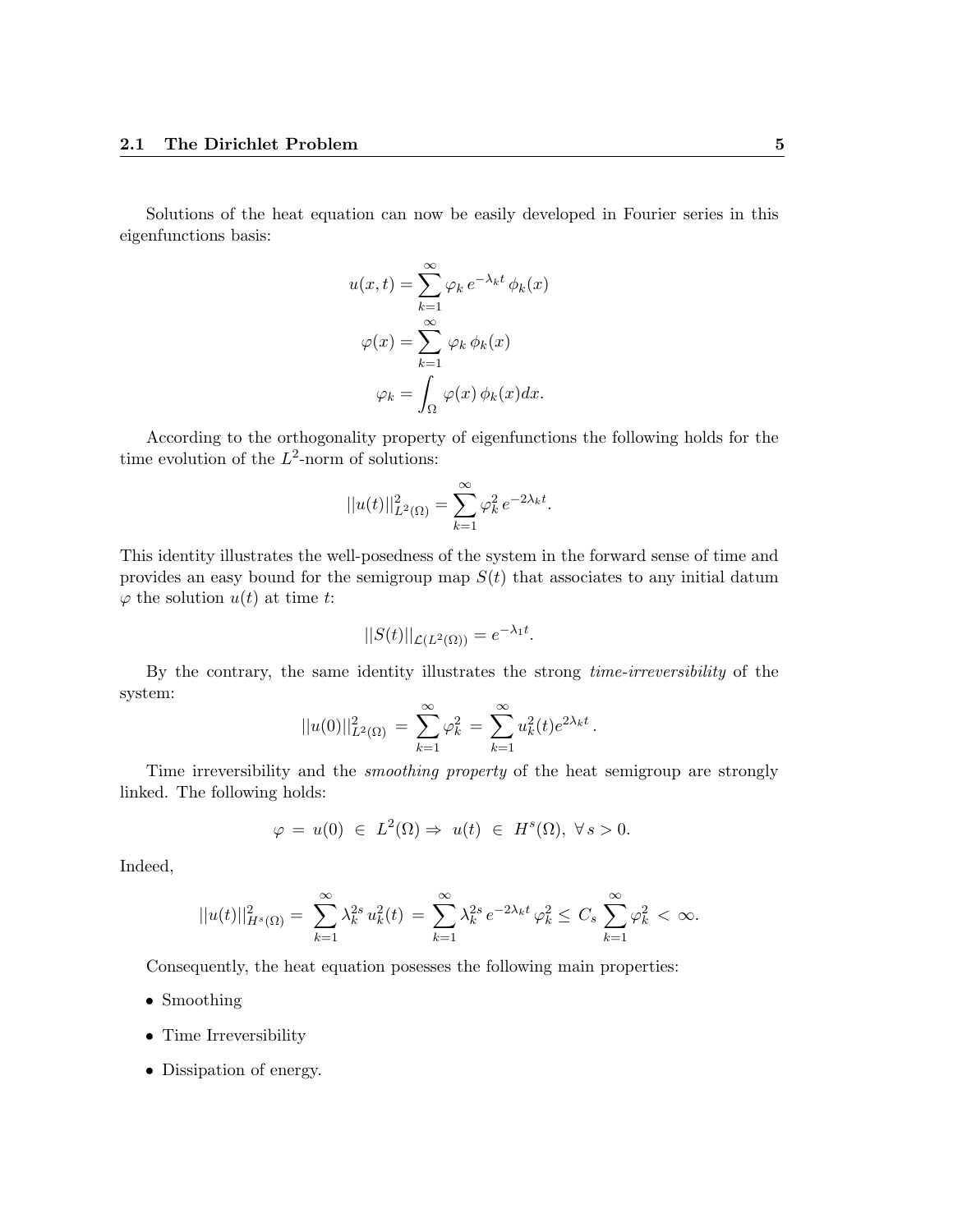Solutions of the heat equation can now be easily developed in Fourier series in this eigenfunctions basis:

$$
\begin{aligned}
u(x,t) &= \sum_{k=1}^{\infty} \varphi_k \, e^{-\lambda_k t} \, \phi_k(x) \\
\varphi(x) &= \sum_{k=1}^{\infty} \varphi_k \, \phi_k(x) \\
\varphi_k &= \int_{\Omega} \varphi(x) \, \phi_k(x) dx.
\end{aligned}
$$

According to the orthogonality property of eigenfunctions the following holds for the time evolution of the $L^2$-norm of solutions:

$$
||u(t)||^2_{L^2(\Omega)} = \sum_{k=1}^{\infty} \varphi_k^2 \, e^{-2\lambda_k t}.
$$

This identity illustrates the well-posedness of the system in the forward sense of time and provides an easy bound for the semigroup map $S(t)$ that associates to any initial datum $\varphi$ the solution $u(t)$ at time $t$:

$$
||S(t)||_{\mathcal{L}(L^2(\Omega))} = e^{-\lambda_1 t}.
$$

By the contrary, the same identity illustrates the strong *time-irreversibility* of the system:

$$
||u(0)||^2_{L^2(\Omega)} = \sum_{k=1}^{\infty} \varphi_k^2 = \sum_{k=1}^{\infty} u_k^2(t) e^{2\lambda_k t}.
$$

Time irreversibility and the *smoothing property* of the heat semigroup are strongly linked. The following holds:

$$
\varphi = u(0) \in L^2(\Omega) \Rightarrow u(t) \in H^s(\Omega), \; \forall \, s > 0.
$$

Indeed,

$$
||u(t)||^2_{H^s(\Omega)} = \sum_{k=1}^{\infty} \lambda_k^{2s} \, u_k^2(t) = \sum_{k=1}^{\infty} \lambda_k^{2s} \, e^{-2\lambda_k t} \, \varphi_k^2 \leq C_s \sum_{k=1}^{\infty} \varphi_k^2 < \infty.
$$

Consequently, the heat equation posesses the following main properties:

- Smoothing
- Time Irreversibility
- Dissipation of energy.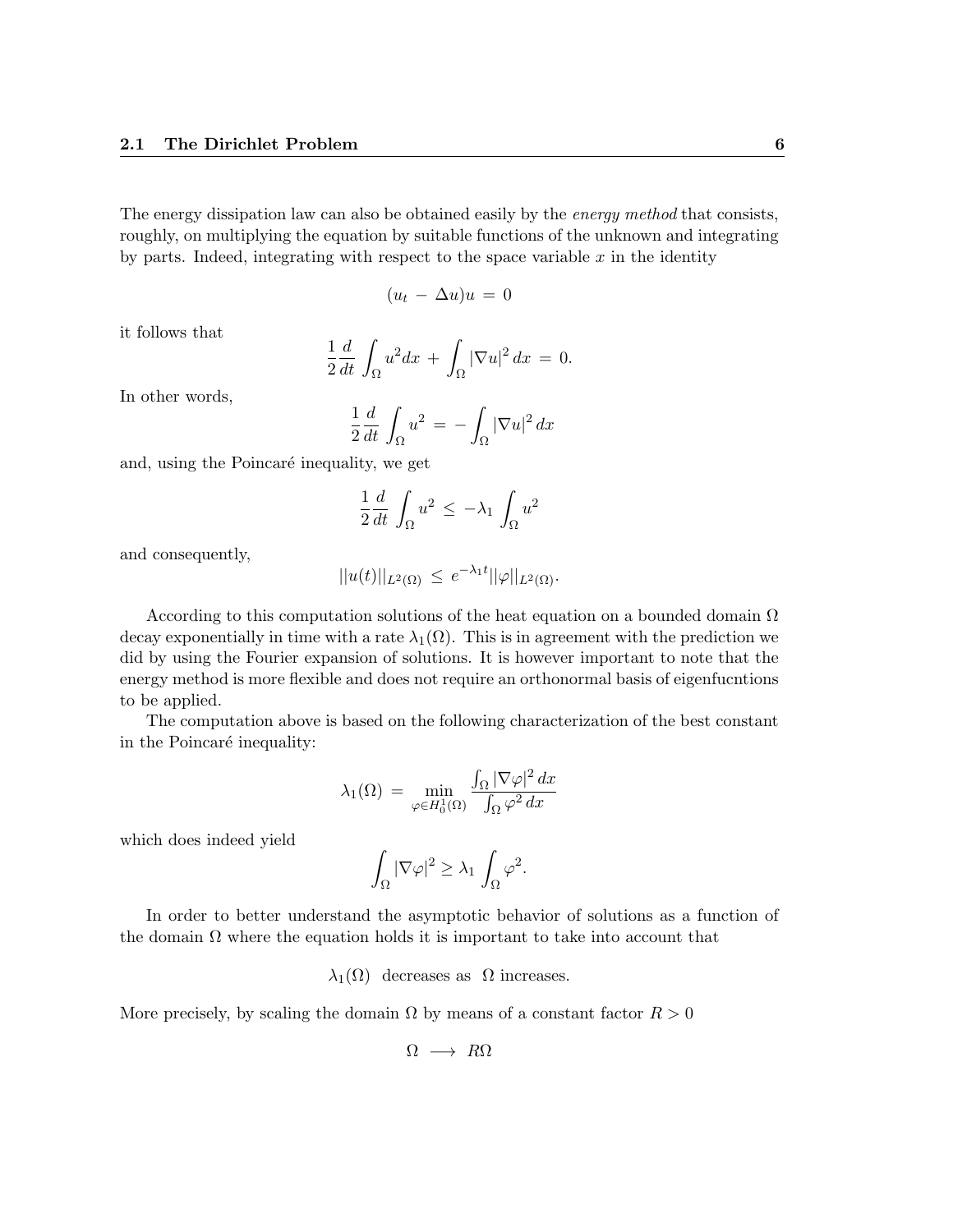The energy dissipation law can also be obtained easily by the *energy method* that consists, roughly, on multiplying the equation by suitable functions of the unknown and integrating by parts. Indeed, integrating with respect to the space variable $x$ in the identity

$$(u_t - \Delta u)u = 0$$

it follows that

$$\frac{1}{2}\frac{d}{dt}\int_{\Omega} u^2 dx + \int_{\Omega} |\nabla u|^2 \, dx = 0.$$

In other words,

$$\frac{1}{2}\frac{d}{dt}\int_{\Omega} u^2 = -\int_{\Omega} |\nabla u|^2 \, dx$$

and, using the Poincaré inequality, we get

$$\frac{1}{2}\frac{d}{dt}\int_{\Omega} u^2 \leq -\lambda_1 \int_{\Omega} u^2$$

and consequently,

$$||u(t)||_{L^2(\Omega)} \leq e^{-\lambda_1 t}||\varphi||_{L^2(\Omega)}.$$

According to this computation solutions of the heat equation on a bounded domain $\Omega$ decay exponentially in time with a rate $\lambda_1(\Omega)$. This is in agreement with the prediction we did by using the Fourier expansion of solutions. It is however important to note that the energy method is more flexible and does not require an orthonormal basis of eigenfucntions to be applied.

The computation above is based on the following characterization of the best constant in the Poincaré inequality:

$$\lambda_1(\Omega) = \min_{\varphi \in H_0^1(\Omega)} \frac{\int_{\Omega} |\nabla \varphi|^2 \, dx}{\int_{\Omega} \varphi^2 \, dx}$$

which does indeed yield

$$\int_{\Omega} |\nabla \varphi|^2 \geq \lambda_1 \int_{\Omega} \varphi^2.$$

In order to better understand the asymptotic behavior of solutions as a function of the domain $\Omega$ where the equation holds it is important to take into account that

$$\lambda_1(\Omega) \text{ decreases as } \Omega \text{ increases.}$$

More precisely, by scaling the domain $\Omega$ by means of a constant factor $R > 0$

$$\Omega \longrightarrow R\Omega$$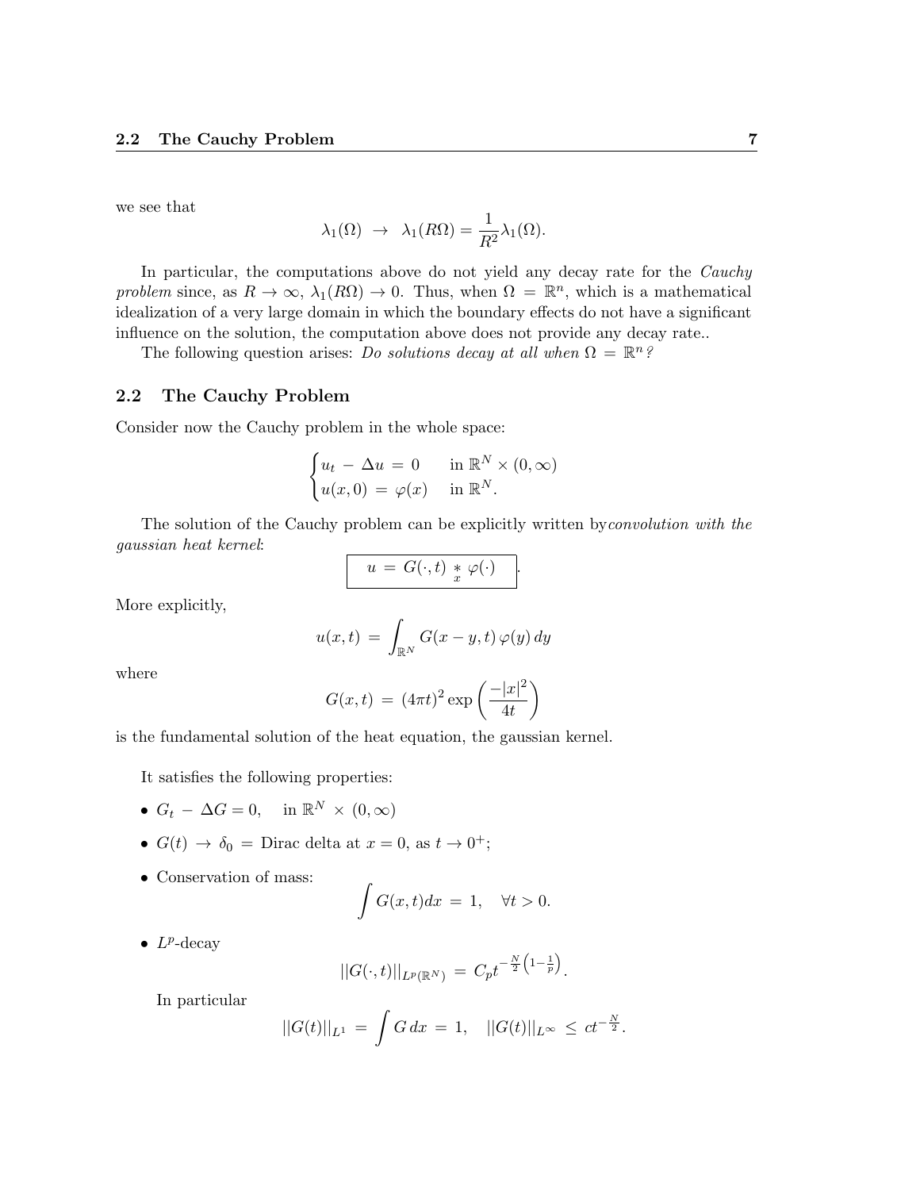we see that

$$\lambda_1(\Omega) \;\to\; \lambda_1(R\Omega) = \frac{1}{R^2}\lambda_1(\Omega).$$

In particular, the computations above do not yield any decay rate for the *Cauchy problem* since, as $R \to \infty$, $\lambda_1(R\Omega) \to 0$. Thus, when $\Omega = \mathbb{R}^n$, which is a mathematical idealization of a very large domain in which the boundary effects do not have a significant influence on the solution, the computation above does not provide any decay rate..

The following question arises: *Do solutions decay at all when $\Omega = \mathbb{R}^n$?*

## 2.2 The Cauchy Problem

Consider now the Cauchy problem in the whole space:

$$\begin{cases} u_t - \Delta u = 0 & \text{in } \mathbb{R}^N \times (0,\infty) \\ u(x,0) = \varphi(x) & \text{in } \mathbb{R}^N. \end{cases}$$

The solution of the Cauchy problem can be explicitly written by*convolution with the gaussian heat kernel*:

$$\boxed{\;u \,=\, G(\cdot,t) \underset{x}{*} \varphi(\cdot)\;}.$$

More explicitly,

$$u(x,t) \,=\, \int_{\mathbb{R}^N} G(x-y,t)\,\varphi(y)\,dy$$

where

$$G(x,t) \,=\, (4\pi t)^2 \exp\left(\frac{-|x|^2}{4t}\right)$$

is the fundamental solution of the heat equation, the gaussian kernel.

It satisfies the following properties:

- $G_t - \Delta G = 0, \quad \text{in } \mathbb{R}^N \times (0,\infty)$
- $G(t) \to \delta_0 =$ Dirac delta at $x = 0$, as $t \to 0^+$;
- Conservation of mass:
$$\int G(x,t)dx \,=\, 1, \quad \forall t > 0.$$
- $L^p$-decay
$$||G(\cdot,t)||_{L^p(\mathbb{R}^N)} \,=\, C_p t^{-\frac{N}{2}\left(1-\frac{1}{p}\right)}.$$

  In particular
$$||G(t)||_{L^1} \,=\, \int G\,dx \,=\, 1, \quad ||G(t)||_{L^\infty} \,\le\, ct^{-\frac{N}{2}}.$$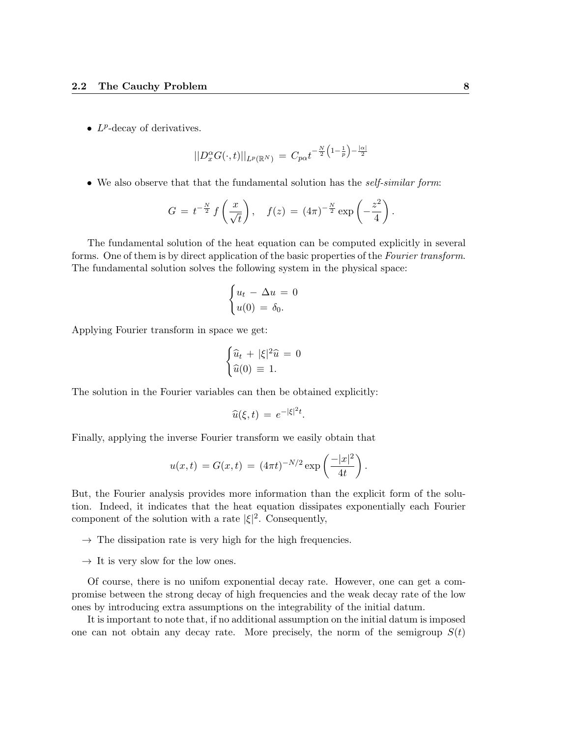- $L^p$-decay of derivatives.

$$||D_x^\alpha G(\cdot,t)||_{L^p(\mathbb{R}^N)} \,=\, C_{p\alpha} t^{-\frac{N}{2}\left(1-\frac{1}{p}\right)-\frac{|\alpha|}{2}}$$

- We also observe that that the fundamental solution has the *self-similar form*:

$$G \,=\, t^{-\frac{N}{2}}\, f\left(\frac{x}{\sqrt{t}}\right), \quad f(z) \,=\, (4\pi)^{-\frac{N}{2}} \exp\left(-\frac{z^2}{4}\right).$$

The fundamental solution of the heat equation can be computed explicitly in several forms. One of them is by direct application of the basic properties of the *Fourier transform*. The fundamental solution solves the following system in the physical space:

$$\begin{cases} u_t \,-\, \Delta u \,=\, 0 \\ u(0) \,=\, \delta_0. \end{cases}$$

Applying Fourier transform in space we get:

$$\begin{cases} \widehat{u}_t \,+\, |\xi|^2 \widehat{u} \,=\, 0 \\ \widehat{u}(0) \,\equiv\, 1. \end{cases}$$

The solution in the Fourier variables can then be obtained explicitly:

$$\widehat{u}(\xi,t) \,=\, e^{-|\xi|^2 t}.$$

Finally, applying the inverse Fourier transform we easily obtain that

$$u(x,t) \,=G(x,t) \,=\, (4\pi t)^{-N/2} \exp\left(\frac{-|x|^2}{4t}\right).$$

But, the Fourier analysis provides more information than the explicit form of the solution. Indeed, it indicates that the heat equation dissipates exponentially each Fourier component of the solution with a rate $|\xi|^2$. Consequently,

→ The dissipation rate is very high for the high frequencies.

→ It is very slow for the low ones.

Of course, there is no unifom exponential decay rate. However, one can get a compromise between the strong decay of high frequencies and the weak decay rate of the low ones by introducing extra assumptions on the integrability of the initial datum.

It is important to note that, if no additional assumption on the initial datum is imposed one can not obtain any decay rate. More precisely, the norm of the semigroup $S(t)$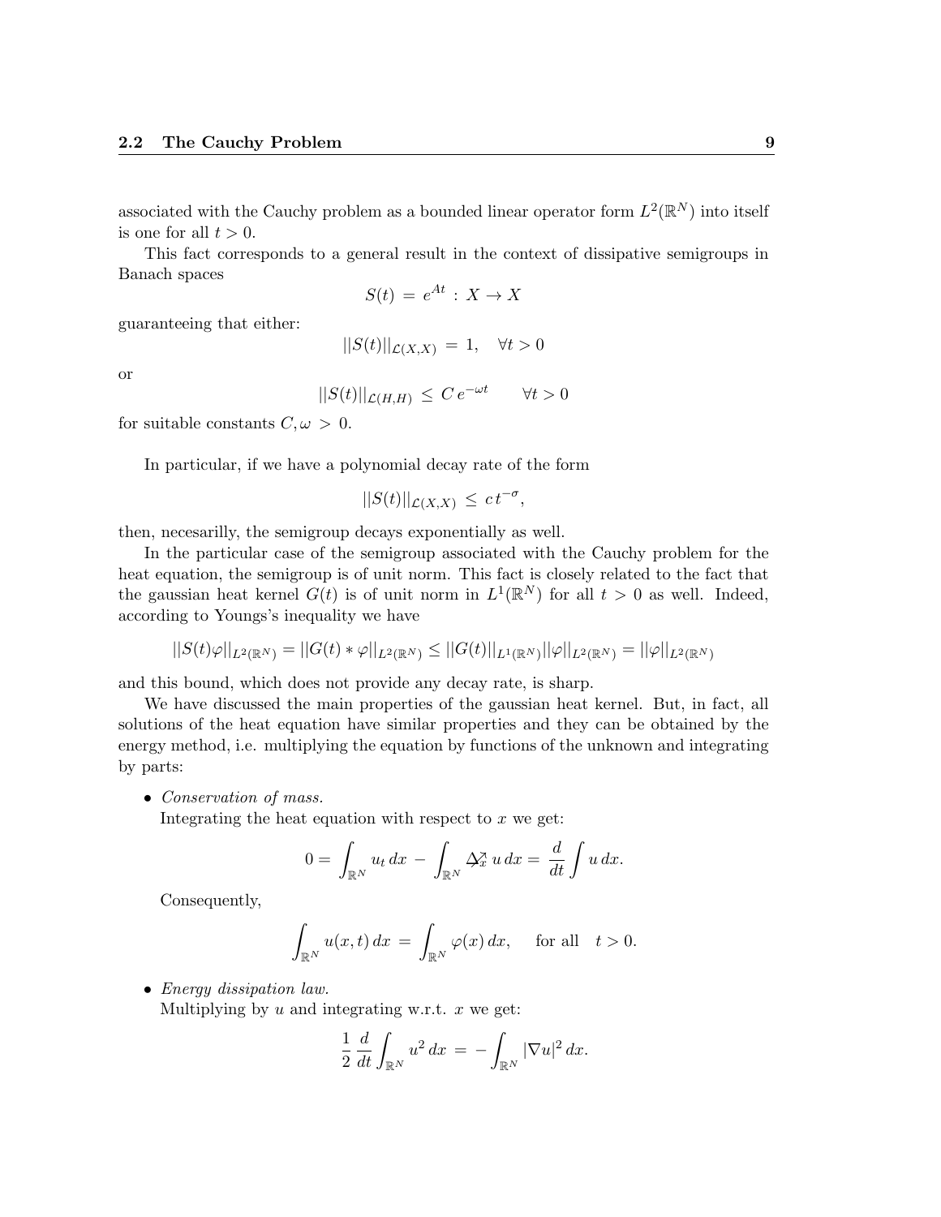associated with the Cauchy problem as a bounded linear operator form $L^2(\mathbb{R}^N)$ into itself is one for all $t > 0$.

This fact corresponds to a general result in the context of dissipative semigroups in Banach spaces

$$S(t) \, = \, e^{At} \, : \, X \to X$$

guaranteeing that either:

$$||S(t)||_{\mathcal{L}(X,X)} \, = \, 1, \quad \forall t > 0$$

or

$$||S(t)||_{\mathcal{L}(H,H)} \, \leq \, C \, e^{-\omega t} \qquad \forall t > 0$$

for suitable constants $C, \omega \, > \, 0$.

In particular, if we have a polynomial decay rate of the form

$$||S(t)||_{\mathcal{L}(X,X)} \, \leq \, c \, t^{-\sigma},$$

then, necesarilly, the semigroup decays exponentially as well.

In the particular case of the semigroup associated with the Cauchy problem for the heat equation, the semigroup is of unit norm. This fact is closely related to the fact that the gaussian heat kernel $G(t)$ is of unit norm in $L^1(\mathbb{R}^N)$ for all $t > 0$ as well. Indeed, according to Youngs's inequality we have

$$||S(t)\varphi||_{L^2(\mathbb{R}^N)} = ||G(t) * \varphi||_{L^2(\mathbb{R}^N)} \leq ||G(t)||_{L^1(\mathbb{R}^N)} ||\varphi||_{L^2(\mathbb{R}^N)} = ||\varphi||_{L^2(\mathbb{R}^N)}$$

and this bound, which does not provide any decay rate, is sharp.

We have discussed the main properties of the gaussian heat kernel. But, in fact, all solutions of the heat equation have similar properties and they can be obtained by the energy method, i.e. multiplying the equation by functions of the unknown and integrating by parts:

- *Conservation of mass.*
  Integrating the heat equation with respect to $x$ we get:

  $$0 = \int_{\mathbb{R}^N} u_t \, dx \, - \, \int_{\mathbb{R}^N} \Delta_x \, u \, dx = \frac{d}{dt} \int u \, dx.$$

  Consequently,

  $$\int_{\mathbb{R}^N} u(x,t) \, dx \, = \, \int_{\mathbb{R}^N} \varphi(x) \, dx, \quad \text{ for all } \quad t > 0.$$

- *Energy dissipation law.*
  Multiplying by $u$ and integrating w.r.t. $x$ we get:

  $$\frac{1}{2} \, \frac{d}{dt} \int_{\mathbb{R}^N} u^2 \, dx \, = \, - \int_{\mathbb{R}^N} |\nabla u|^2 \, dx.$$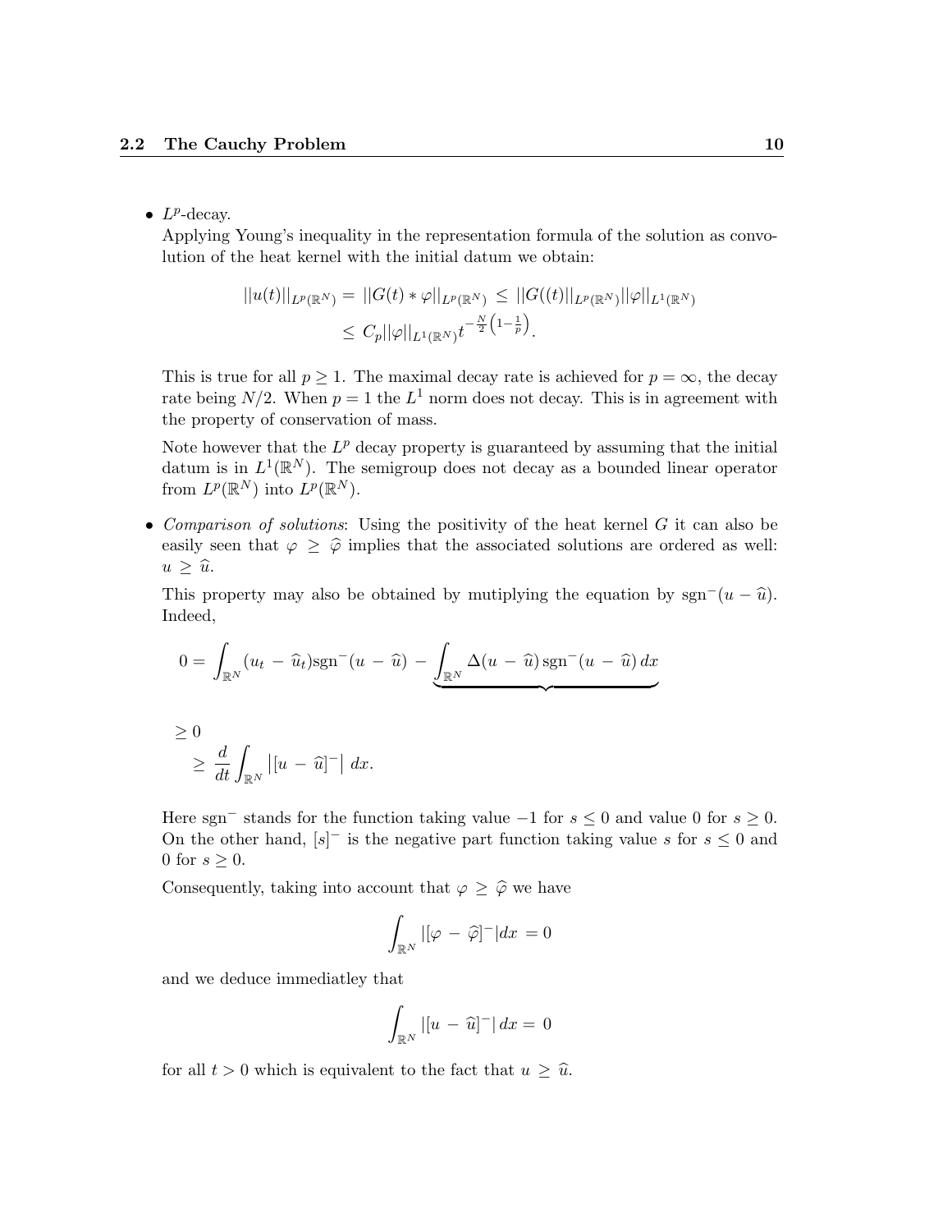- $L^p$-decay.

  Applying Young's inequality in the representation formula of the solution as convolution of the heat kernel with the initial datum we obtain:

$$||u(t)||_{L^p(\mathbb{R}^N)} = ||G(t) * \varphi||_{L^p(\mathbb{R}^N)} \leq ||G((t)||_{L^p(\mathbb{R}^N)}||\varphi||_{L^1(\mathbb{R}^N)}$$
$$\leq C_p||\varphi||_{L^1(\mathbb{R}^N)}t^{-\frac{N}{2}\left(1-\frac{1}{p}\right)}.$$

  This is true for all $p \geq 1$. The maximal decay rate is achieved for $p = \infty$, the decay rate being $N/2$. When $p = 1$ the $L^1$ norm does not decay. This is in agreement with the property of conservation of mass.

  Note however that the $L^p$ decay property is guaranteed by assuming that the initial datum is in $L^1(\mathbb{R}^N)$. The semigroup does not decay as a bounded linear operator from $L^p(\mathbb{R}^N)$ into $L^p(\mathbb{R}^N)$.

- *Comparison of solutions*: Using the positivity of the heat kernel $G$ it can also be easily seen that $\varphi \geq \widehat{\varphi}$ implies that the associated solutions are ordered as well: $u \geq \widehat{u}$.

  This property may also be obtained by mutiplying the equation by $\text{sgn}^-(u - \widehat{u})$. Indeed,

$$0 = \int_{\mathbb{R}^N}(u_t - \widehat{u}_t)\text{sgn}^-(u - \widehat{u}) - \underbrace{\int_{\mathbb{R}^N} \Delta(u - \widehat{u})\,\text{sgn}^-(u - \widehat{u})\,dx}_{\geq 0}$$
$$\geq \frac{d}{dt}\int_{\mathbb{R}^N} \left|[u - \widehat{u}]^-\right|\, dx.$$

  Here $\text{sgn}^-$ stands for the function taking value $-1$ for $s \leq 0$ and value 0 for $s \geq 0$. On the other hand, $[s]^-$ is the negative part function taking value $s$ for $s \leq 0$ and 0 for $s \geq 0$.

  Consequently, taking into account that $\varphi \geq \widehat{\varphi}$ we have

$$\int_{\mathbb{R}^N} |[\varphi - \widehat{\varphi}]^-|dx = 0$$

  and we deduce immediatley that

$$\int_{\mathbb{R}^N} |[u - \widehat{u}]^-|\, dx = 0$$

  for all $t > 0$ which is equivalent to the fact that $u \geq \widehat{u}$.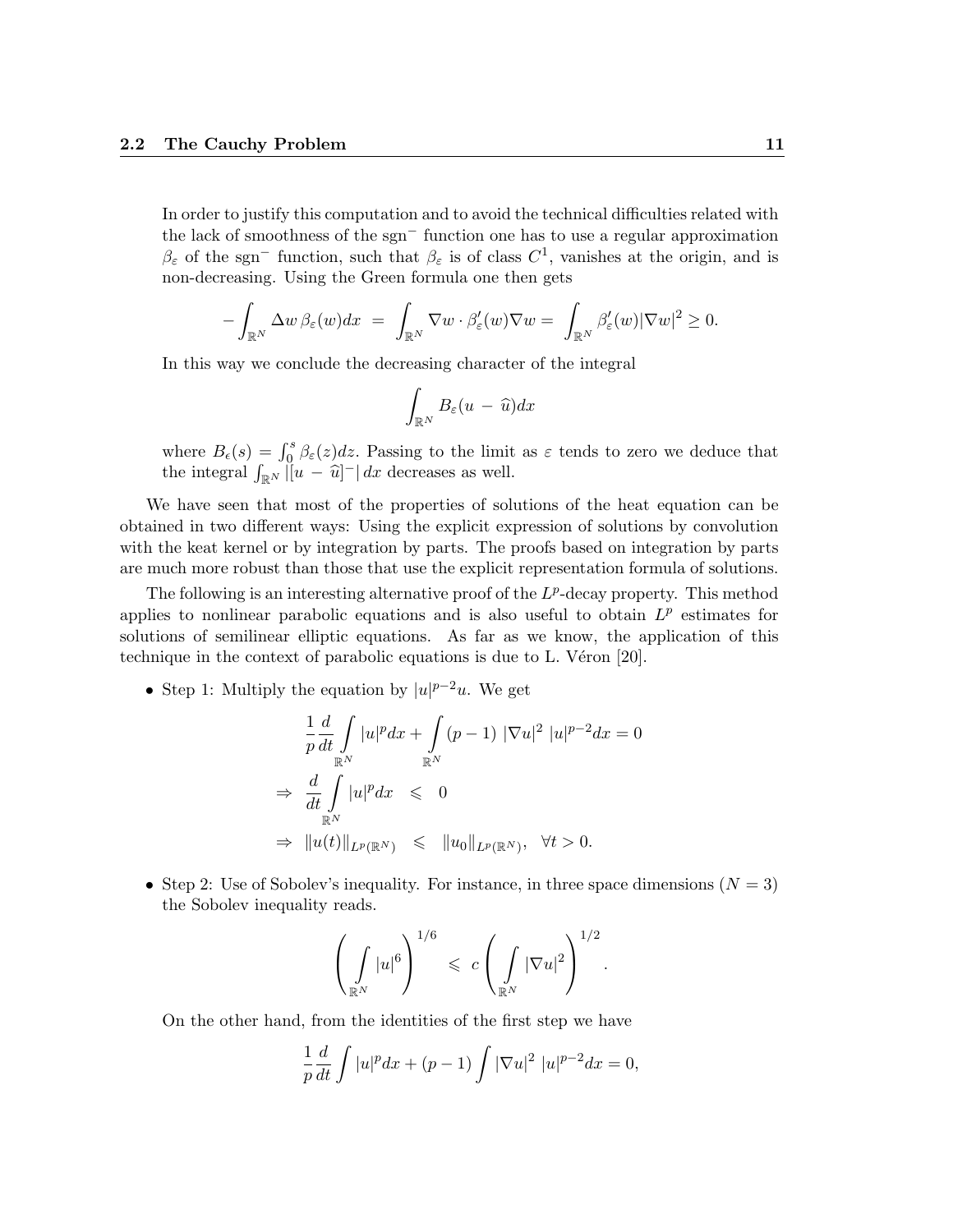In order to justify this computation and to avoid the technical difficulties related with the lack of smoothness of the sgn$^-$ function one has to use a regular approximation $\beta_\varepsilon$ of the sgn$^-$ function, such that $\beta_\varepsilon$ is of class $C^1$, vanishes at the origin, and is non-decreasing. Using the Green formula one then gets

$$-\int_{\mathbb{R}^N} \Delta w \, \beta_\varepsilon(w) dx \;=\; \int_{\mathbb{R}^N} \nabla w \cdot \beta_\varepsilon'(w) \nabla w = \int_{\mathbb{R}^N} \beta_\varepsilon'(w) |\nabla w|^2 \geq 0.$$

In this way we conclude the decreasing character of the integral

$$\int_{\mathbb{R}^N} B_\varepsilon(u \,-\, \widehat{u}) dx$$

where $B_\epsilon(s) = \int_0^s \beta_\varepsilon(z) dz$. Passing to the limit as $\varepsilon$ tends to zero we deduce that the integral $\int_{\mathbb{R}^N} |[u \,-\, \widehat{u}]^-| \, dx$ decreases as well.

We have seen that most of the properties of solutions of the heat equation can be obtained in two different ways: Using the explicit expression of solutions by convolution with the keat kernel or by integration by parts. The proofs based on integration by parts are much more robust than those that use the explicit representation formula of solutions.

The following is an interesting alternative proof of the $L^p$-decay property. This method applies to nonlinear parabolic equations and is also useful to obtain $L^p$ estimates for solutions of semilinear elliptic equations. As far as we know, the application of this technique in the context of parabolic equations is due to L. Véron [20].

- Step 1: Multiply the equation by $|u|^{p-2}u$. We get

$$\begin{aligned}
&\frac{1}{p}\frac{d}{dt}\int_{\mathbb{R}^N} |u|^p dx + \int_{\mathbb{R}^N} (p-1) \, |\nabla u|^2 \, |u|^{p-2} dx = 0 \\
\Rightarrow \;& \frac{d}{dt}\int_{\mathbb{R}^N} |u|^p dx \;\leqslant\; 0 \\
\Rightarrow \;& \|u(t)\|_{L^p(\mathbb{R}^N)} \;\leqslant\; \|u_0\|_{L^p(\mathbb{R}^N)}, \;\; \forall t > 0.
\end{aligned}$$

- Step 2: Use of Sobolev's inequality. For instance, in three space dimensions ($N = 3$) the Sobolev inequality reads.

$$\left( \int_{\mathbb{R}^N} |u|^6 \right)^{1/6} \;\leqslant\; c \left( \int_{\mathbb{R}^N} |\nabla u|^2 \right)^{1/2}.$$

On the other hand, from the identities of the first step we have

$$\frac{1}{p}\frac{d}{dt}\int |u|^p dx + (p-1)\int |\nabla u|^2 \; |u|^{p-2} dx = 0,$$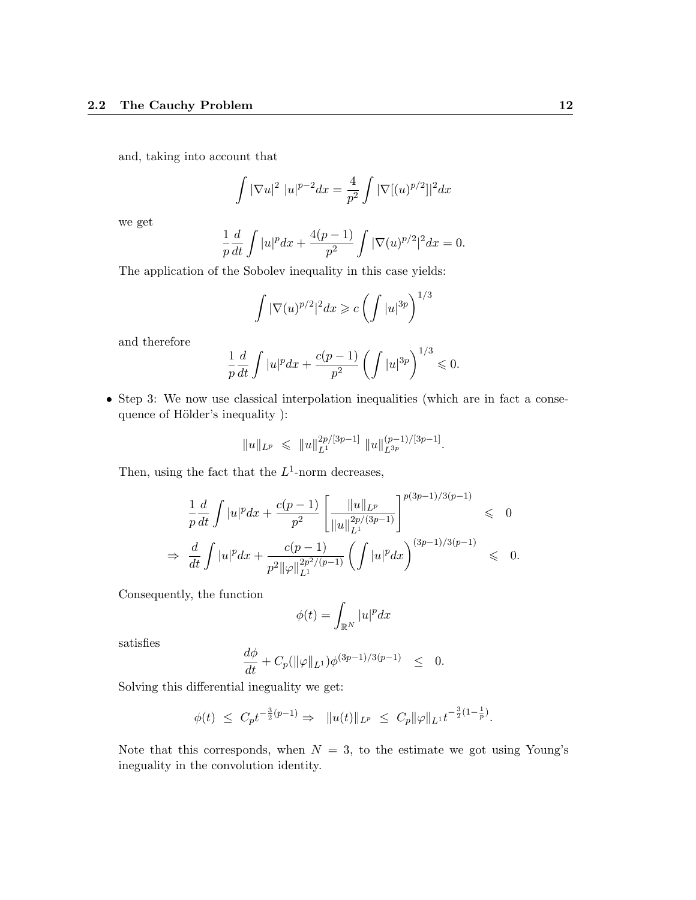and, taking into account that

$$\int |\nabla u|^2 \ |u|^{p-2} dx = \frac{4}{p^2} \int |\nabla[(u)^{p/2}]|^2 dx$$

we get

$$\frac{1}{p}\frac{d}{dt}\int |u|^p dx + \frac{4(p-1)}{p^2}\int |\nabla (u)^{p/2}|^2 dx = 0.$$

The application of the Sobolev inequality in this case yields:

$$\int |\nabla (u)^{p/2}|^2 dx \geqslant c\left(\int |u|^{3p}\right)^{1/3}$$

and therefore

$$\frac{1}{p}\frac{d}{dt}\int |u|^p dx + \frac{c(p-1)}{p^2}\left(\int |u|^{3p}\right)^{1/3} \leqslant 0.$$

- Step 3: We now use classical interpolation inequalities (which are in fact a consequence of Hölder's inequality ):

$$\|u\|_{L^p} \ \leqslant \ \|u\|_{L^1}^{2p/[3p-1]} \ \|u\|_{L^{3p}}^{(p-1)/[3p-1]}.$$

Then, using the fact that the $L^1$-norm decreases,

$$\begin{aligned}
\frac{1}{p}\frac{d}{dt}\int |u|^p dx + \frac{c(p-1)}{p^2}\left[\frac{\|u\|_{L^p}}{\|u\|_{L^1}^{2p/(3p-1)}}\right]^{p(3p-1)/3(p-1)} &\leqslant 0\\
\Rightarrow \ \frac{d}{dt}\int |u|^p dx + \frac{c(p-1)}{p^2\|\varphi\|_{L^1}^{2p^2/(p-1)}}\left(\int |u|^p dx\right)^{(3p-1)/3(p-1)} &\leqslant 0.
\end{aligned}$$

Consequently, the function

$$\phi(t) = \int_{\mathbb{R}^N} |u|^p dx$$

satisfies

$$\frac{d\phi}{dt} + C_p(\|\varphi\|_{L^1})\phi^{(3p-1)/3(p-1)} \ \leq \ 0.$$

Solving this differential ineguality we get:

$$\phi(t) \ \leq \ C_p t^{-\frac{3}{2}(p-1)} \Rightarrow \ \|u(t)\|_{L^p} \ \leq \ C_p\|\varphi\|_{L^1} t^{-\frac{3}{2}(1-\frac{1}{p})}.$$

Note that this corresponds, when $N = 3$, to the estimate we got using Young's ineguality in the convolution identity.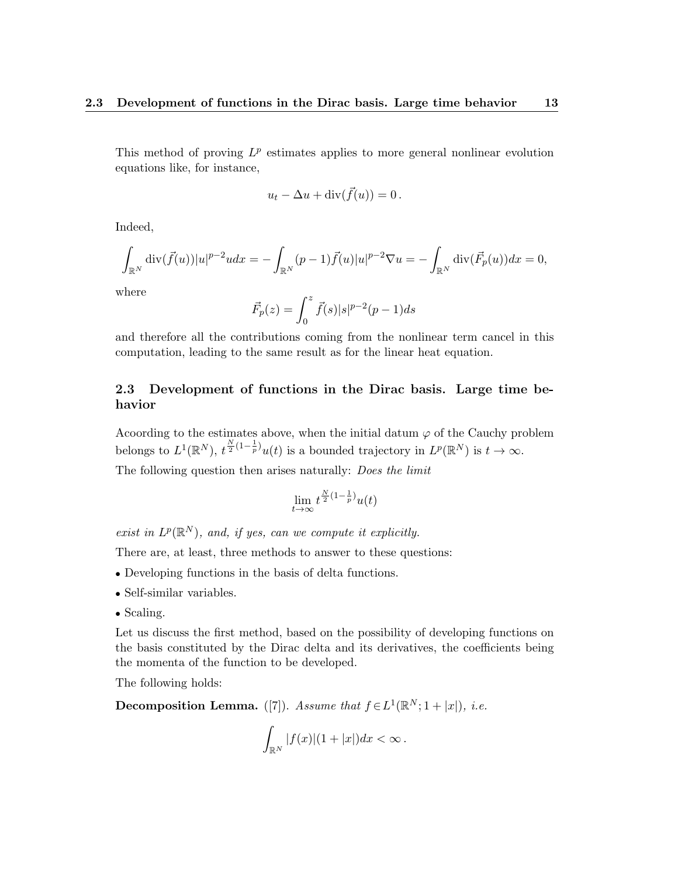This method of proving $L^p$ estimates applies to more general nonlinear evolution equations like, for instance,

$$u_t - \Delta u + \operatorname{div}(\vec{f}(u)) = 0\,.$$

Indeed,

$$\int_{\mathbb{R}^N} \operatorname{div}(\vec{f}(u))|u|^{p-2}u dx = -\int_{\mathbb{R}^N} (p-1)\vec{f}(u)|u|^{p-2}\nabla u = -\int_{\mathbb{R}^N} \operatorname{div}(\vec{F}_p(u))dx = 0,$$

where

$$\vec{F}_p(z) = \int_0^z \vec{f}(s)|s|^{p-2}(p-1)ds$$

and therefore all the contributions coming from the nonlinear term cancel in this computation, leading to the same result as for the linear heat equation.

## 2.3 Development of functions in the Dirac basis. Large time behavior

Acoording to the estimates above, when the initial datum $\varphi$ of the Cauchy problem belongs to $L^1(\mathbb{R}^N)$, $t^{\frac{N}{2}(1-\frac{1}{p})}u(t)$ is a bounded trajectory in $L^p(\mathbb{R}^N)$ is $t \to \infty$.

The following question then arises naturally: *Does the limit*

$$\lim_{t\to\infty} t^{\frac{N}{2}(1-\frac{1}{p})}u(t)$$

*exist in $L^p(\mathbb{R}^N)$, and, if yes, can we compute it explicitly.*

There are, at least, three methods to answer to these questions:

- Developing functions in the basis of delta functions.
- Self-similar variables.
- Scaling.

Let us discuss the first method, based on the possibility of developing functions on the basis constituted by the Dirac delta and its derivatives, the coefficients being the momenta of the function to be developed.

The following holds:

**Decomposition Lemma.** ([7]). *Assume that $f \in L^1(\mathbb{R}^N; 1 + |x|)$, i.e.*

$$\int_{\mathbb{R}^N} |f(x)|(1 + |x|)dx < \infty\,.$$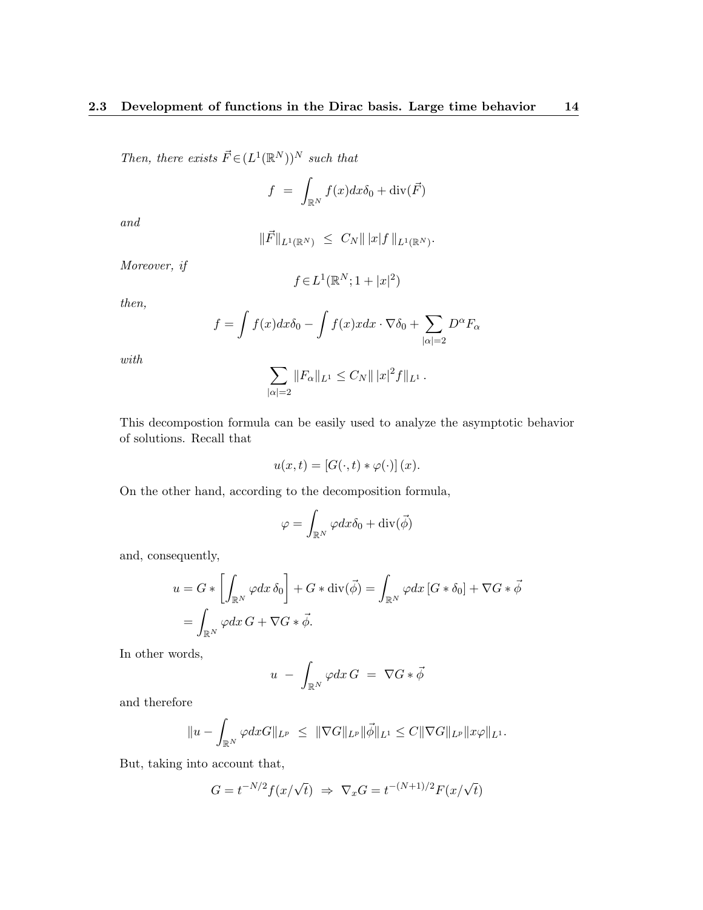*Then, there exists* $\vec{F}\in(L^1(\mathbb{R}^N))^N$ *such that*

$$f \;=\; \int_{\mathbb{R}^N} f(x)dx\delta_0 + \mathrm{div}(\vec{F})$$

*and*

$$\|\vec{F}\|_{L^1(\mathbb{R}^N)} \;\leq\; C_N\|\,|x|f\,\|_{L^1(\mathbb{R}^N)}.$$

*Moreover, if*

$$f\in L^1(\mathbb{R}^N; 1+|x|^2)$$

*then,*

$$f = \int f(x)dx\delta_0 - \int f(x)xdx\cdot\nabla\delta_0 + \sum_{|\alpha|=2} D^\alpha F_\alpha$$

*with*

$$\sum_{|\alpha|=2}\|F_\alpha\|_{L^1} \leq C_N\|\,|x|^2 f\|_{L^1}\,.$$

This decompostion formula can be easily used to analyze the asymptotic behavior of solutions. Recall that

$$u(x,t) = \left[G(\cdot,t)*\varphi(\cdot)\right](x).$$

On the other hand, according to the decomposition formula,

$$\varphi = \int_{\mathbb{R}^N}\varphi dx\delta_0 + \mathrm{div}(\vec{\phi})$$

and, consequently,

$$\begin{aligned} u &= G*\left[\int_{\mathbb{R}^N}\varphi dx\,\delta_0\right] + G*\mathrm{div}(\vec{\phi}) = \int_{\mathbb{R}^N}\varphi dx\left[G*\delta_0\right] + \nabla G*\vec{\phi} \\ &= \int_{\mathbb{R}^N}\varphi dx\, G + \nabla G*\vec{\phi}. \end{aligned}$$

In other words,

$$u \;-\; \int_{\mathbb{R}^N}\varphi dx\, G \;=\; \nabla G*\vec{\phi}$$

and therefore

$$\|u - \int_{\mathbb{R}^N}\varphi dx G\|_{L^p} \;\leq\; \|\nabla G\|_{L^p}\|\vec{\phi}\|_{L^1} \leq C\|\nabla G\|_{L^p}\|x\varphi\|_{L^1}.$$

But, taking into account that,

$$G = t^{-N/2}f(x/\sqrt{t}) \;\Rightarrow\; \nabla_x G = t^{-(N+1)/2}F(x/\sqrt{t})$$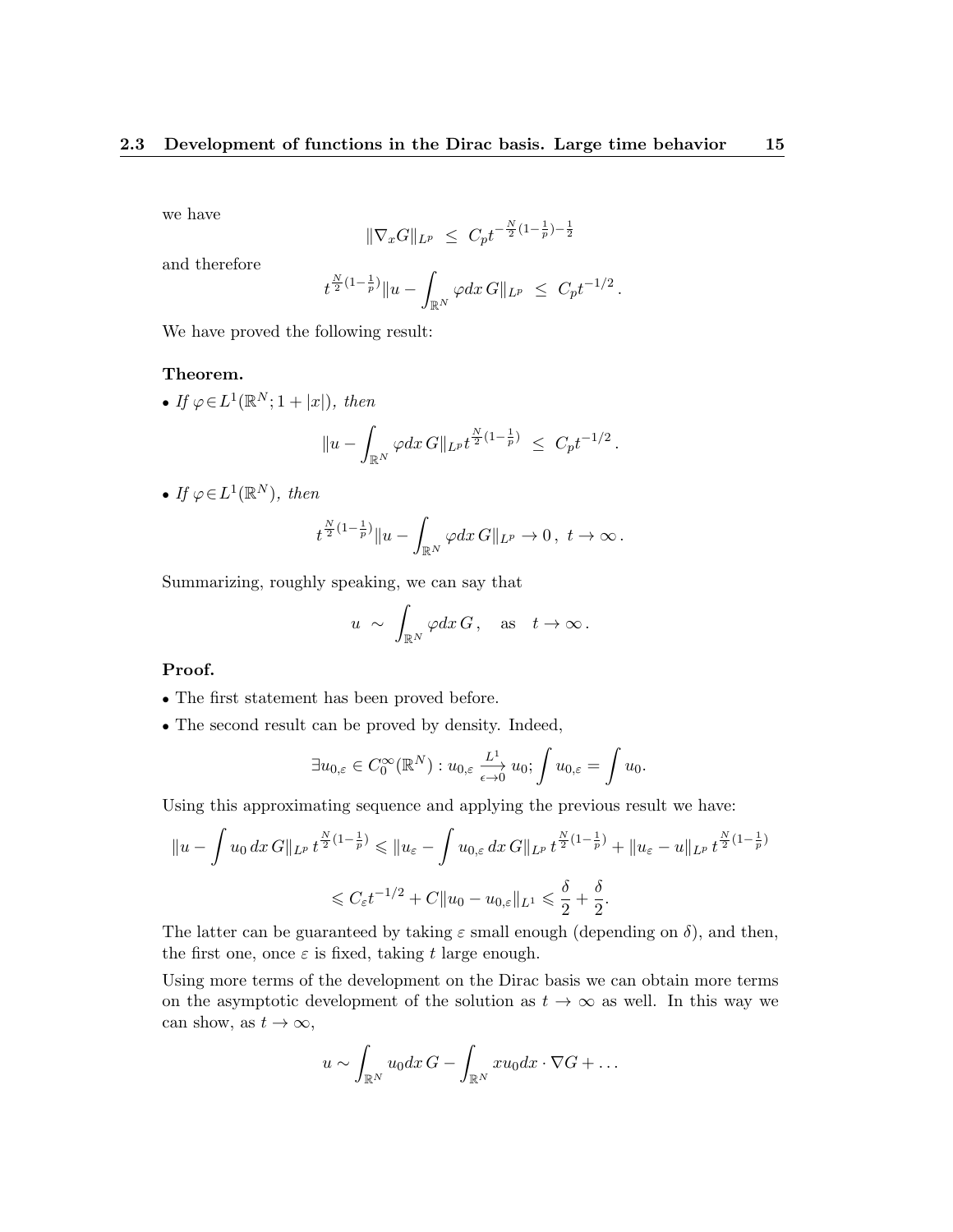we have

$$\|\nabla_x G\|_{L^p} \;\leq\; C_p t^{-\frac{N}{2}(1-\frac{1}{p})-\frac{1}{2}}$$

and therefore

$$t^{\frac{N}{2}(1-\frac{1}{p})}\|u - \int_{\mathbb{R}^N} \varphi dx\, G\|_{L^p} \;\leq\; C_p t^{-1/2}\,.$$

We have proved the following result:

**Theorem.**

- *If $\varphi \in L^1(\mathbb{R}^N; 1+|x|)$, then*

$$\|u - \int_{\mathbb{R}^N} \varphi dx\, G\|_{L^p} t^{\frac{N}{2}(1-\frac{1}{p})} \;\leq\; C_p t^{-1/2}\,.$$

- *If $\varphi \in L^1(\mathbb{R}^N)$, then*

$$t^{\frac{N}{2}(1-\frac{1}{p})}\|u - \int_{\mathbb{R}^N} \varphi dx\, G\|_{L^p} \to 0\,,\; t \to \infty\,.$$

Summarizing, roughly speaking, we can say that

$$u \;\sim\; \int_{\mathbb{R}^N} \varphi dx\, G\,, \quad \text{as} \quad t \to \infty\,.$$

**Proof.**

- The first statement has been proved before.
- The second result can be proved by density. Indeed,

$$\exists u_{0,\varepsilon} \in C_0^\infty(\mathbb{R}^N) : u_{0,\varepsilon} \xrightarrow[\epsilon \to 0]{L^1} u_0; \int u_{0,\varepsilon} = \int u_0.$$

Using this approximating sequence and applying the previous result we have:

$$\|u - \int u_0\, dx\, G\|_{L^p}\, t^{\frac{N}{2}(1-\frac{1}{p})} \leqslant \|u_\varepsilon - \int u_{0,\varepsilon}\, dx\, G\|_{L^p}\, t^{\frac{N}{2}(1-\frac{1}{p})} + \|u_\varepsilon - u\|_{L^p}\, t^{\frac{N}{2}(1-\frac{1}{p})}$$

$$\leqslant C_\varepsilon t^{-1/2} + C\|u_0 - u_{0,\varepsilon}\|_{L^1} \leqslant \frac{\delta}{2} + \frac{\delta}{2}.$$

The latter can be guaranteed by taking $\varepsilon$ small enough (depending on $\delta$), and then, the first one, once $\varepsilon$ is fixed, taking $t$ large enough.

Using more terms of the development on the Dirac basis we can obtain more terms on the asymptotic development of the solution as $t \to \infty$ as well. In this way we can show, as $t \to \infty$,

$$u \sim \int_{\mathbb{R}^N} u_0 dx\, G - \int_{\mathbb{R}^N} x u_0 dx \cdot \nabla G + \ldots$$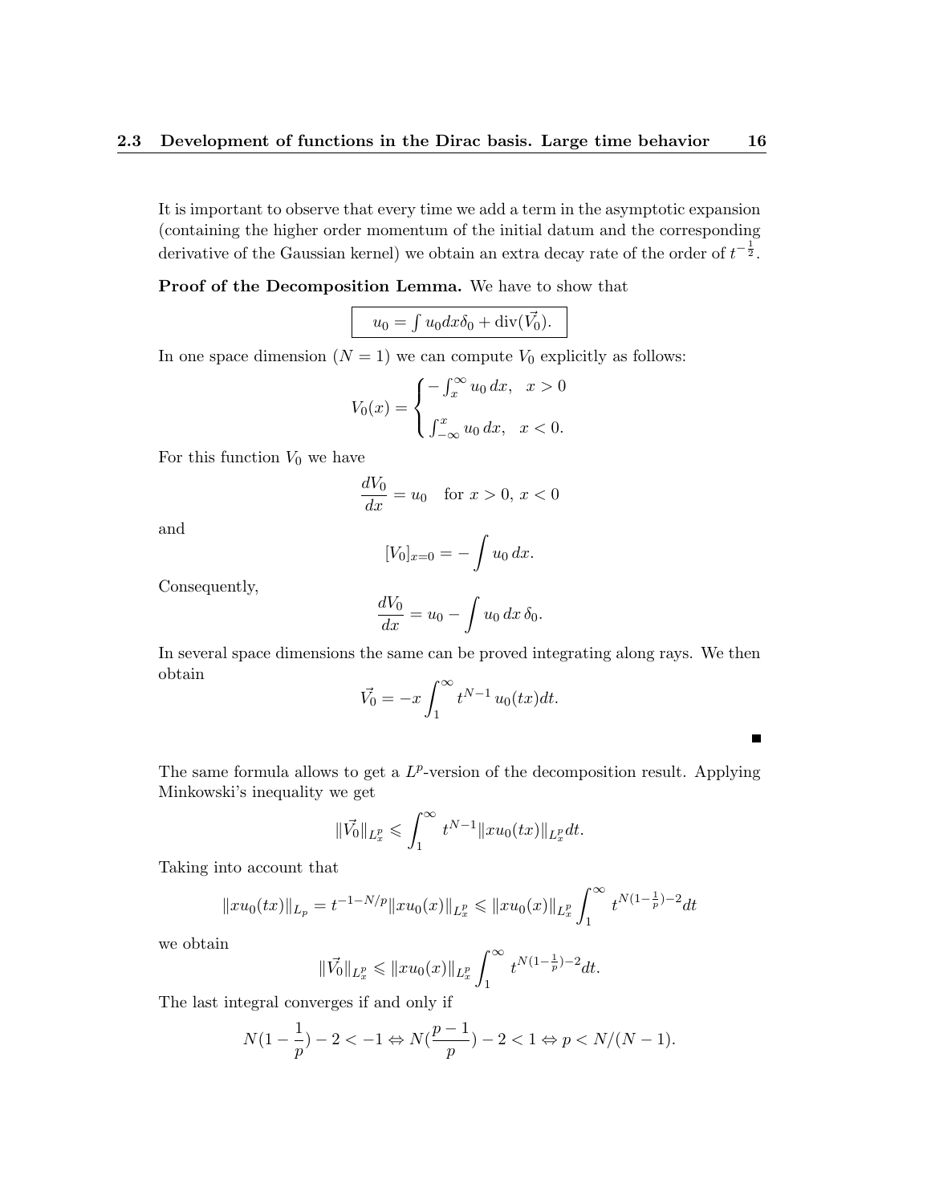It is important to observe that every time we add a term in the asymptotic expansion (containing the higher order momentum of the initial datum and the corresponding derivative of the Gaussian kernel) we obtain an extra decay rate of the order of $t^{-\frac{1}{2}}$.

**Proof of the Decomposition Lemma.** We have to show that

$$\boxed{u_0 = \int u_0 dx \delta_0 + \operatorname{div}(\vec{V_0}).}$$

In one space dimension ($N = 1$) we can compute $V_0$ explicitly as follows:

$$V_0(x) = \begin{cases} -\int_x^\infty u_0 \, dx, & x > 0 \\ \\ \int_{-\infty}^x u_0 \, dx, & x < 0. \end{cases}$$

For this function $V_0$ we have

$$\frac{dV_0}{dx} = u_0 \quad \text{for } x > 0, \, x < 0$$

and

$$[V_0]_{x=0} = -\int u_0 \, dx.$$

Consequently,

$$\frac{dV_0}{dx} = u_0 - \int u_0 \, dx \, \delta_0.$$

In several space dimensions the same can be proved integrating along rays. We then obtain

$$\vec{V_0} = -x \int_1^\infty t^{N-1} \, u_0(tx) dt.$$

■

The same formula allows to get a $L^p$-version of the decomposition result. Applying Minkowski's inequality we get

$$\|\vec{V_0}\|_{L^p_x} \leqslant \int_1^\infty t^{N-1} \|xu_0(tx)\|_{L^p_x} dt.$$

Taking into account that

$$\|xu_0(tx)\|_{L_p} = t^{-1-N/p} \|xu_0(x)\|_{L^p_x} \leqslant \|xu_0(x)\|_{L^p_x} \int_1^\infty t^{N(1-\frac{1}{p})-2} dt$$

we obtain

$$\|\vec{V_0}\|_{L^p_x} \leqslant \|xu_0(x)\|_{L^p_x} \int_1^\infty t^{N(1-\frac{1}{p})-2} dt.$$

The last integral converges if and only if

$$N(1 - \frac{1}{p}) - 2 < -1 \Leftrightarrow N(\frac{p-1}{p}) - 2 < 1 \Leftrightarrow p < N/(N-1).$$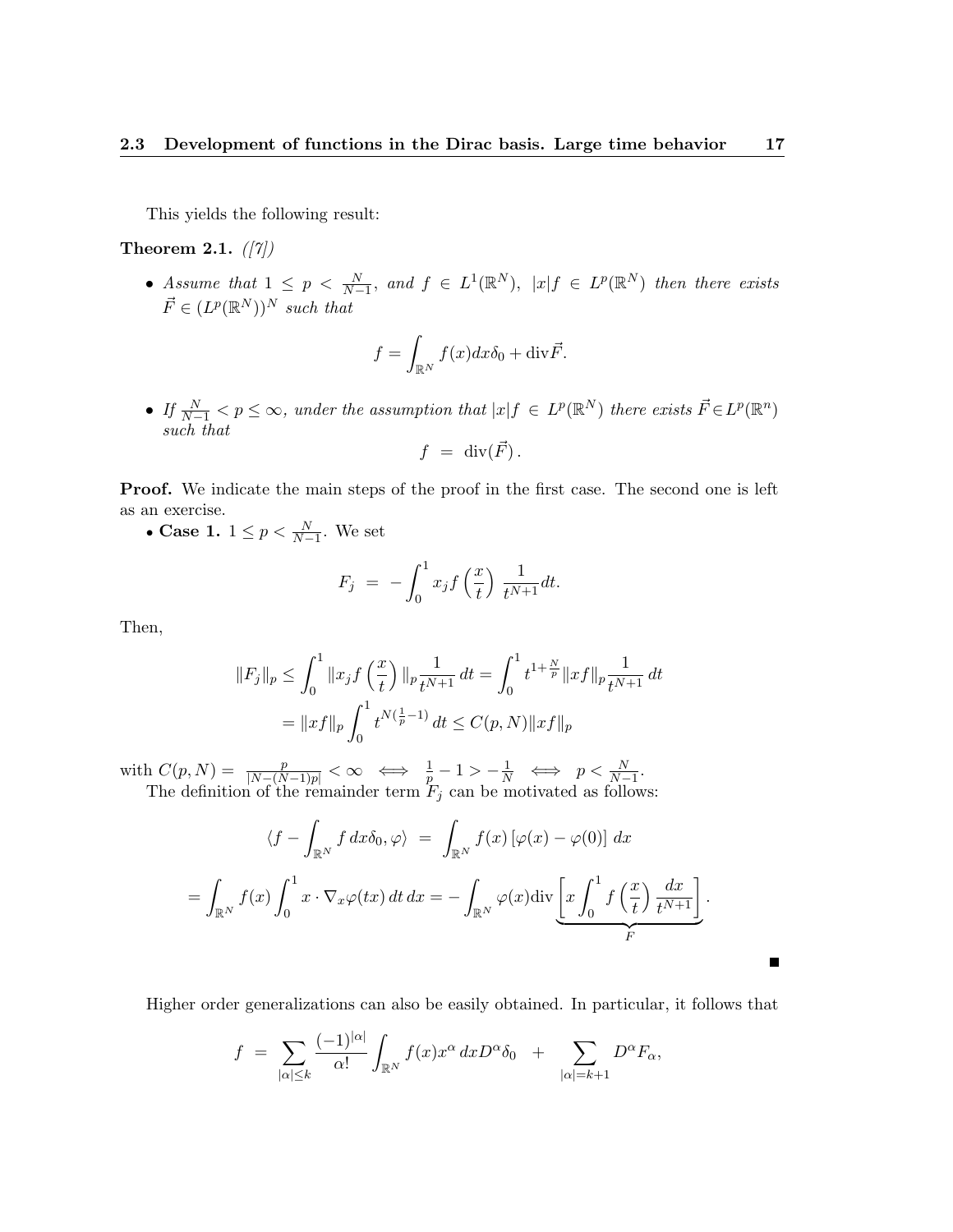This yields the following result:

**Theorem 2.1.** *([7])*

- *Assume that* $1 \leq p < \frac{N}{N-1}$, *and* $f \in L^1(\mathbb{R}^N)$, $|x|f \in L^p(\mathbb{R}^N)$ *then there exists* $\vec{F} \in (L^p(\mathbb{R}^N))^N$ *such that*

$$f = \int_{\mathbb{R}^N} f(x)dx\delta_0 + \mathrm{div}\vec{F}.$$

- *If* $\frac{N}{N-1} < p \leq \infty$, *under the assumption that* $|x|f \in L^p(\mathbb{R}^N)$ *there exists* $\vec{F} \in L^p(\mathbb{R}^n)$ *such that*

$$f \ = \ \mathrm{div}(\vec{F})\,.$$

**Proof.** We indicate the main steps of the proof in the first case. The second one is left as an exercise.

• **Case 1.** $1 \leq p < \frac{N}{N-1}$. We set

$$F_j \ = \ -\int_0^1 x_j f\left(\frac{x}{t}\right) \frac{1}{t^{N+1}} dt.$$

Then,

$$\begin{aligned}
\|F_j\|_p &\leq \int_0^1 \|x_j f\left(\frac{x}{t}\right)\|_p \frac{1}{t^{N+1}}\,dt = \int_0^1 t^{1+\frac{N}{p}} \|xf\|_p \frac{1}{t^{N+1}}\,dt \\
&= \|xf\|_p \int_0^1 t^{N(\frac{1}{p}-1)}\,dt \leq C(p,N)\|xf\|_p
\end{aligned}$$

with $C(p,N) = \frac{p}{|N-(N-1)p|} < \infty \iff \frac{1}{p} - 1 > -\frac{1}{N} \iff p < \frac{N}{N-1}$.

The definition of the remainder term $F_j$ can be motivated as follows:

$$\begin{aligned}
\langle f - \int_{\mathbb{R}^N} f\,dx\delta_0, \varphi\rangle \ &= \ \int_{\mathbb{R}^N} f(x)\left[\varphi(x) - \varphi(0)\right]\,dx \\
= \int_{\mathbb{R}^N} f(x) \int_0^1 x \cdot \nabla_x \varphi(tx)\,dt\,dx &= -\int_{\mathbb{R}^N} \varphi(x) \mathrm{div} \underbrace{\left[x \int_0^1 f\left(\frac{x}{t}\right) \frac{dx}{t^{N+1}}\right]}_{F}.
\end{aligned}$$

■

Higher order generalizations can also be easily obtained. In particular, it follows that

$$f \ = \ \sum_{|\alpha| \leq k} \frac{(-1)^{|\alpha|}}{\alpha!} \int_{\mathbb{R}^N} f(x) x^\alpha \,dx D^\alpha \delta_0 \quad + \quad \sum_{|\alpha|=k+1} D^\alpha F_\alpha,$$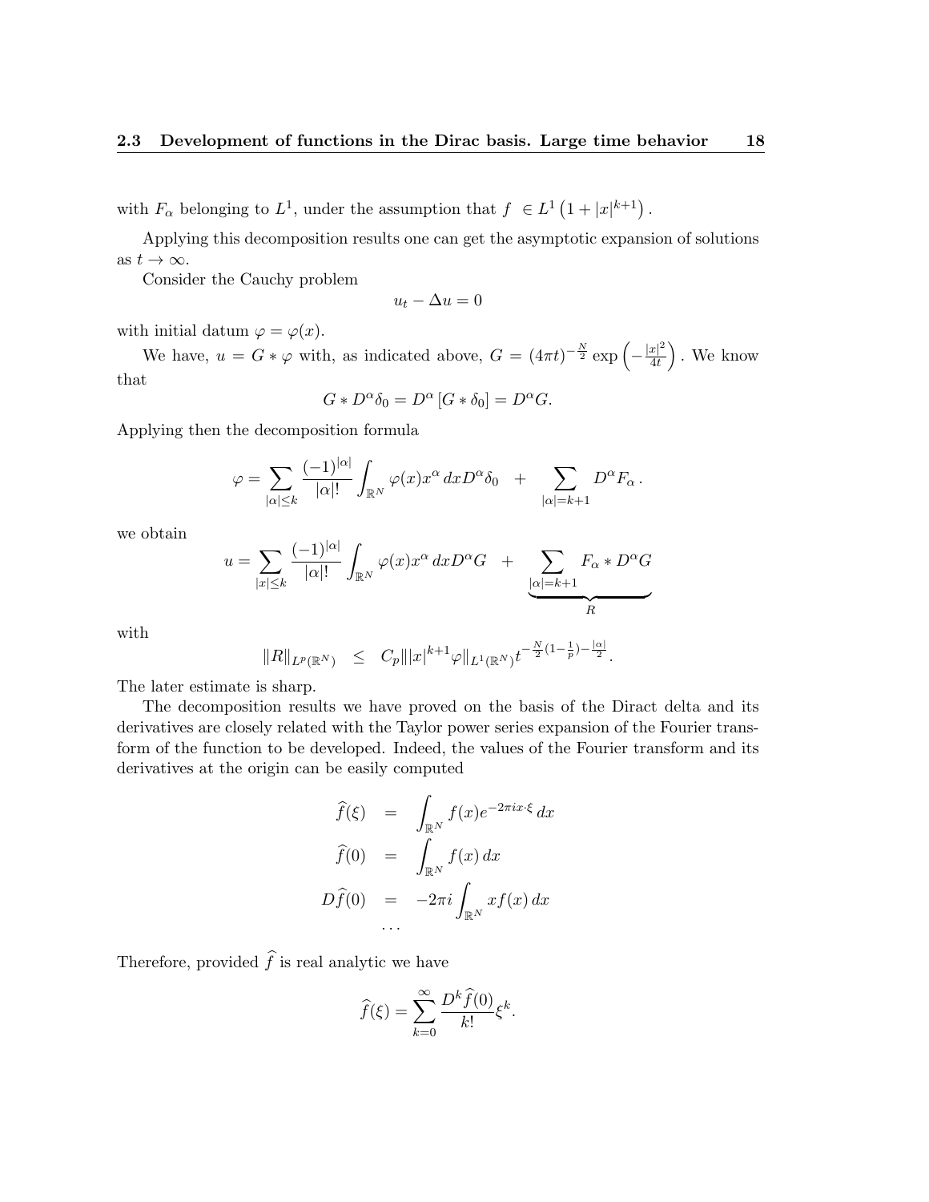with $F_\alpha$ belonging to $L^1$, under the assumption that $f \in L^1\left(1+|x|^{k+1}\right)$.

Applying this decomposition results one can get the asymptotic expansion of solutions as $t \to \infty$.

Consider the Cauchy problem

$$u_t - \Delta u = 0$$

with initial datum $\varphi = \varphi(x)$.

We have, $u = G * \varphi$ with, as indicated above, $G = (4\pi t)^{-\frac{N}{2}} \exp\left(-\frac{|x|^2}{4t}\right)$. We know that

$$G * D^\alpha \delta_0 = D^\alpha \left[G * \delta_0\right] = D^\alpha G.$$

Applying then the decomposition formula

$$\varphi = \sum_{|\alpha| \le k} \frac{(-1)^{|\alpha|}}{|\alpha|!} \int_{\mathbb{R}^N} \varphi(x) x^\alpha \, dx D^\alpha \delta_0 \quad + \sum_{|\alpha|=k+1} D^\alpha F_\alpha .$$

we obtain

$$u = \sum_{|x| \le k} \frac{(-1)^{|\alpha|}}{|\alpha|!} \int_{\mathbb{R}^N} \varphi(x) x^\alpha \, dx D^\alpha G \quad + \underbrace{\sum_{|\alpha|=k+1} F_\alpha * D^\alpha G}_{R}$$

with

$$\|R\|_{L^p(\mathbb{R}^N)} \quad \le \quad C_p \||x|^{k+1}\varphi\|_{L^1(\mathbb{R}^N)} t^{-\frac{N}{2}(1-\frac{1}{p})-\frac{|\alpha|}{2}}.$$

The later estimate is sharp.

The decomposition results we have proved on the basis of the Diract delta and its derivatives are closely related with the Taylor power series expansion of the Fourier transform of the function to be developed. Indeed, the values of the Fourier transform and its derivatives at the origin can be easily computed

$$\begin{aligned}
\widehat{f}(\xi) &= \int_{\mathbb{R}^N} f(x) e^{-2\pi i x\cdot\xi} \, dx \\
\widehat{f}(0) &= \int_{\mathbb{R}^N} f(x) \, dx \\
D\widehat{f}(0) &= -2\pi i \int_{\mathbb{R}^N} x f(x) \, dx \\
&\cdots
\end{aligned}$$

Therefore, provided $\widehat{f}$ is real analytic we have

$$\widehat{f}(\xi) = \sum_{k=0}^{\infty} \frac{D^k \widehat{f}(0)}{k!} \xi^k.$$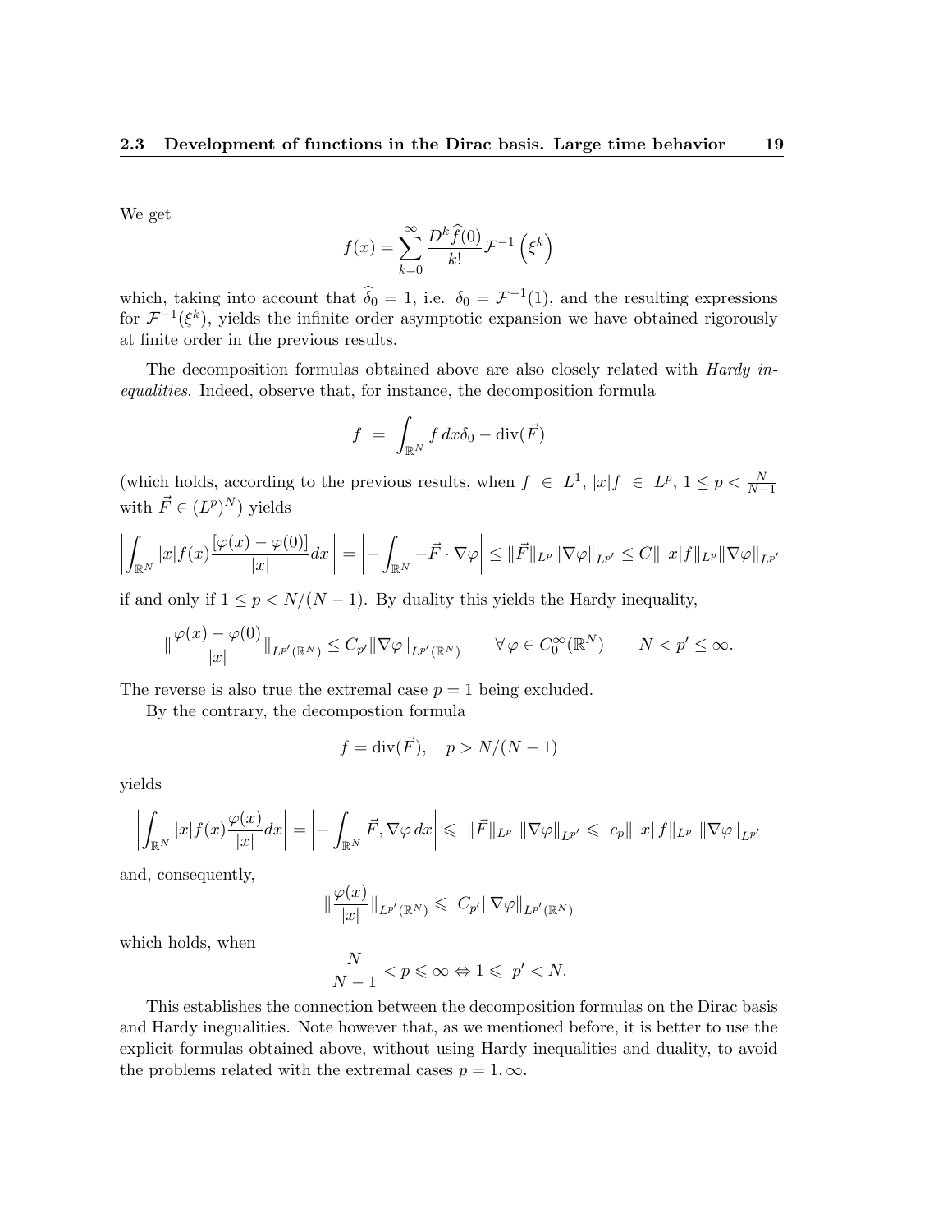We get

$$f(x) = \sum_{k=0}^{\infty} \frac{D^k \widehat{f}(0)}{k!} \mathcal{F}^{-1}\left(\xi^k\right)$$

which, taking into account that $\widehat{\delta}_0 = 1$, i.e. $\delta_0 = \mathcal{F}^{-1}(1)$, and the resulting expressions for $\mathcal{F}^{-1}(\xi^k)$, yields the infinite order asymptotic expansion we have obtained rigorously at finite order in the previous results.

The decomposition formulas obtained above are also closely related with *Hardy inequalities*. Indeed, observe that, for instance, the decomposition formula

$$f \;=\; \int_{\mathbb{R}^N} f \, dx \delta_0 - \operatorname{div}(\vec{F})$$

(which holds, according to the previous results, when $f \in L^1$, $|x|f \in L^p$, $1 \leq p < \frac{N}{N-1}$ with $\vec{F} \in (L^p)^N$) yields

$$\left| \int_{\mathbb{R}^N} |x| f(x) \frac{[\varphi(x) - \varphi(0)]}{|x|} dx \right| = \left| - \int_{\mathbb{R}^N} -\vec{F} \cdot \nabla \varphi \right| \leq \|\vec{F}\|_{L^p} \|\nabla \varphi\|_{L^{p'}} \leq C \| \, |x| f \|_{L^p} \|\nabla \varphi\|_{L^{p'}}$$

if and only if $1 \leq p < N/(N-1)$. By duality this yields the Hardy inequality,

$$\|\frac{\varphi(x) - \varphi(0)}{|x|}\|_{L^{p'}(\mathbb{R}^N)} \leq C_{p'} \|\nabla \varphi\|_{L^{p'}(\mathbb{R}^N)} \qquad \forall \, \varphi \in C_0^\infty(\mathbb{R}^N) \qquad N < p' \leq \infty.$$

The reverse is also true the extremal case $p = 1$ being excluded.

By the contrary, the decompostion formula

$$f = \operatorname{div}(\vec{F}), \quad p > N/(N-1)$$

yields

$$\left| \int_{\mathbb{R}^N} |x| f(x) \frac{\varphi(x)}{|x|} dx \right| = \left| - \int_{\mathbb{R}^N} \vec{F}, \nabla \varphi \, dx \right| \leqslant \; \|\vec{F}\|_{L^p} \; \|\nabla \varphi\|_{L^{p'}} \leqslant \; c_p \| \, |x| \, f \|_{L^p} \; \|\nabla \varphi\|_{L^{p'}}$$

and, consequently,

$$\|\frac{\varphi(x)}{|x|}\|_{L^{p'}(\mathbb{R}^N)} \leqslant \; C_{p'} \|\nabla \varphi\|_{L^{p'}(\mathbb{R}^N)}$$

which holds, when

$$\frac{N}{N-1} < p \leqslant \infty \Leftrightarrow 1 \leqslant \; p' < N.$$

This establishes the connection between the decomposition formulas on the Dirac basis and Hardy inegualities. Note however that, as we mentioned before, it is better to use the explicit formulas obtained above, without using Hardy inequalities and duality, to avoid the problems related with the extremal cases $p = 1, \infty$.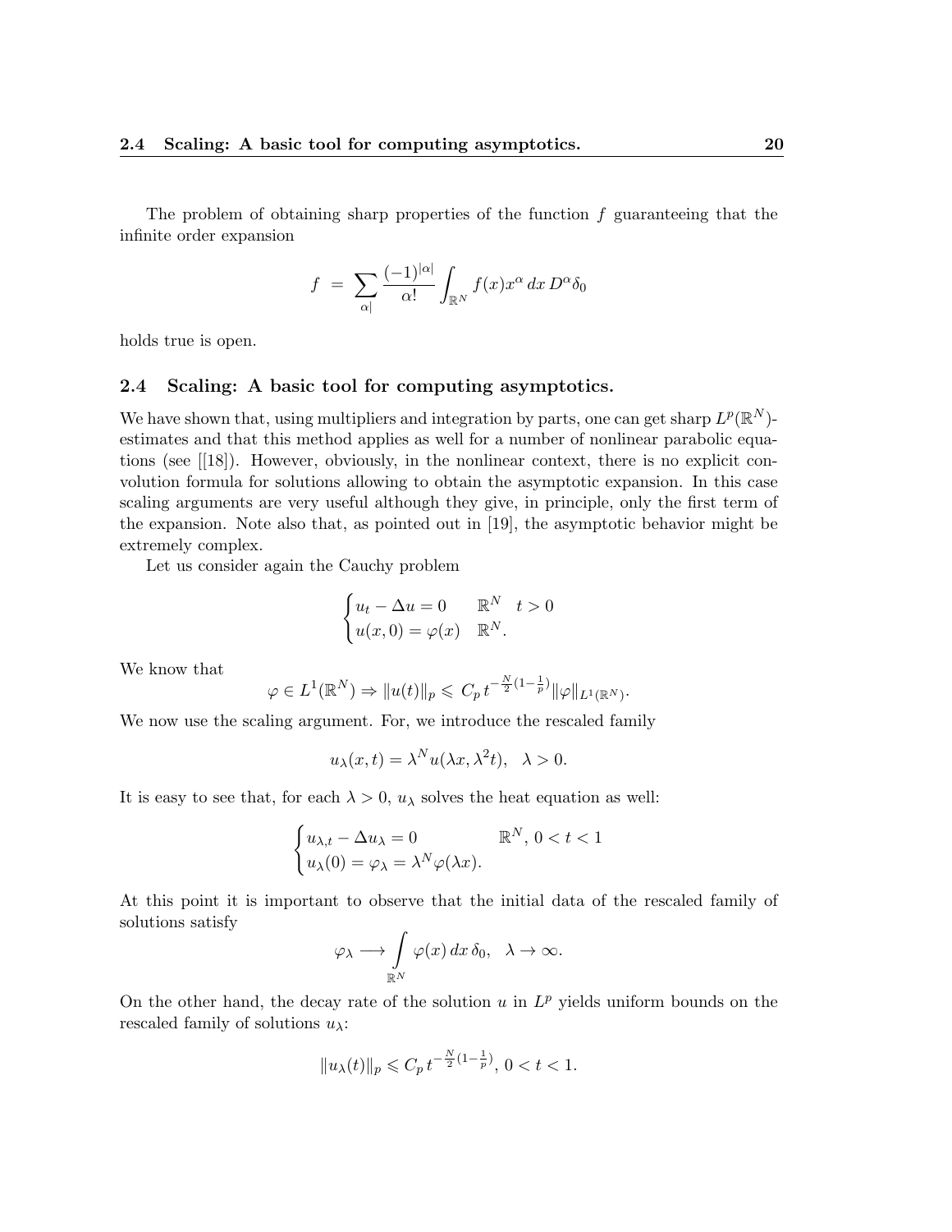The problem of obtaining sharp properties of the function $f$ guaranteeing that the infinite order expansion

$$f \;=\; \sum_{\alpha|} \frac{(-1)^{|\alpha|}}{\alpha!} \int_{\mathbb{R}^N} f(x)x^\alpha \, dx \, D^\alpha \delta_0$$

holds true is open.

## 2.4 Scaling: A basic tool for computing asymptotics.

We have shown that, using multipliers and integration by parts, one can get sharp $L^p(\mathbb{R}^N)$-estimates and that this method applies as well for a number of nonlinear parabolic equations (see [[18]). However, obviously, in the nonlinear context, there is no explicit convolution formula for solutions allowing to obtain the asymptotic expansion. In this case scaling arguments are very useful although they give, in principle, only the first term of the expansion. Note also that, as pointed out in [19], the asymptotic behavior might be extremely complex.

Let us consider again the Cauchy problem

$$\begin{cases} u_t - \Delta u = 0 & \mathbb{R}^N \quad t > 0 \\ u(x,0) = \varphi(x) & \mathbb{R}^N. \end{cases}$$

We know that

$$\varphi \in L^1(\mathbb{R}^N) \Rightarrow \|u(t)\|_p \leqslant C_p \, t^{-\frac{N}{2}(1-\frac{1}{p})} \|\varphi\|_{L^1(\mathbb{R}^N)}.$$

We now use the scaling argument. For, we introduce the rescaled family

$$u_\lambda(x,t) = \lambda^N u(\lambda x, \lambda^2 t), \quad \lambda > 0.$$

It is easy to see that, for each $\lambda > 0$, $u_\lambda$ solves the heat equation as well:

$$\begin{cases} u_{\lambda,t} - \Delta u_\lambda = 0 & \mathbb{R}^N, \, 0 < t < 1 \\ u_\lambda(0) = \varphi_\lambda = \lambda^N \varphi(\lambda x). \end{cases}$$

At this point it is important to observe that the initial data of the rescaled family of solutions satisfy

$$\varphi_\lambda \longrightarrow \int_{\mathbb{R}^N} \varphi(x) \, dx \, \delta_0, \quad \lambda \to \infty.$$

On the other hand, the decay rate of the solution $u$ in $L^p$ yields uniform bounds on the rescaled family of solutions $u_\lambda$:

$$\|u_\lambda(t)\|_p \leqslant C_p \, t^{-\frac{N}{2}(1-\frac{1}{p})}, \, 0 < t < 1.$$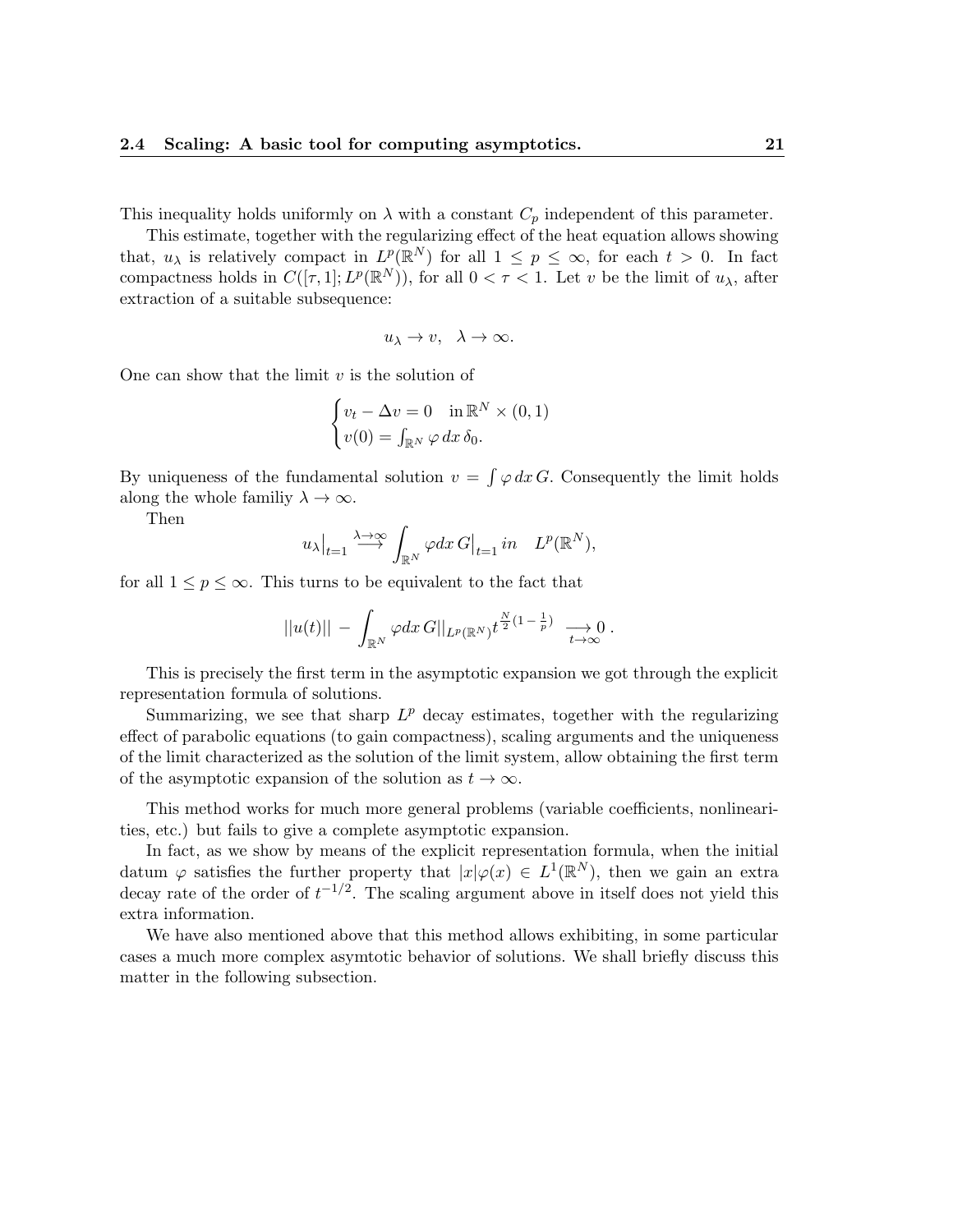This inequality holds uniformly on $\lambda$ with a constant $C_p$ independent of this parameter.

This estimate, together with the regularizing effect of the heat equation allows showing that, $u_\lambda$ is relatively compact in $L^p(\mathbb{R}^N)$ for all $1 \leq p \leq \infty$, for each $t > 0$. In fact compactness holds in $C([\tau, 1]; L^p(\mathbb{R}^N))$, for all $0 < \tau < 1$. Let $v$ be the limit of $u_\lambda$, after extraction of a suitable subsequence:

$$u_\lambda \to v, \quad \lambda \to \infty.$$

One can show that the limit $v$ is the solution of

$$\begin{cases} v_t - \Delta v = 0 & \text{in } \mathbb{R}^N \times (0,1) \\ v(0) = \int_{\mathbb{R}^N} \varphi \, dx \, \delta_0. \end{cases}$$

By uniqueness of the fundamental solution $v = \int \varphi \, dx \, G$. Consequently the limit holds along the whole familiy $\lambda \to \infty$.

Then

$$u_\lambda\big|_{t=1} \overset{\lambda \to \infty}{\longrightarrow} \int_{\mathbb{R}^N} \varphi dx \, G\big|_{t=1} \, in \quad L^p(\mathbb{R}^N),$$

for all $1 \leq p \leq \infty$. This turns to be equivalent to the fact that

$$||u(t)|| - \int_{\mathbb{R}^N} \varphi dx \, G||_{L^p(\mathbb{R}^N)} t^{\frac{N}{2}(1 - \frac{1}{p})} \underset{t \to \infty}{\longrightarrow} 0 \, .$$

This is precisely the first term in the asymptotic expansion we got through the explicit representation formula of solutions.

Summarizing, we see that sharp $L^p$ decay estimates, together with the regularizing effect of parabolic equations (to gain compactness), scaling arguments and the uniqueness of the limit characterized as the solution of the limit system, allow obtaining the first term of the asymptotic expansion of the solution as $t \to \infty$.

This method works for much more general problems (variable coefficients, nonlinearities, etc.) but fails to give a complete asymptotic expansion.

In fact, as we show by means of the explicit representation formula, when the initial datum $\varphi$ satisfies the further property that $|x|\varphi(x) \in L^1(\mathbb{R}^N)$, then we gain an extra decay rate of the order of $t^{-1/2}$. The scaling argument above in itself does not yield this extra information.

We have also mentioned above that this method allows exhibiting, in some particular cases a much more complex asymtotic behavior of solutions. We shall briefly discuss this matter in the following subsection.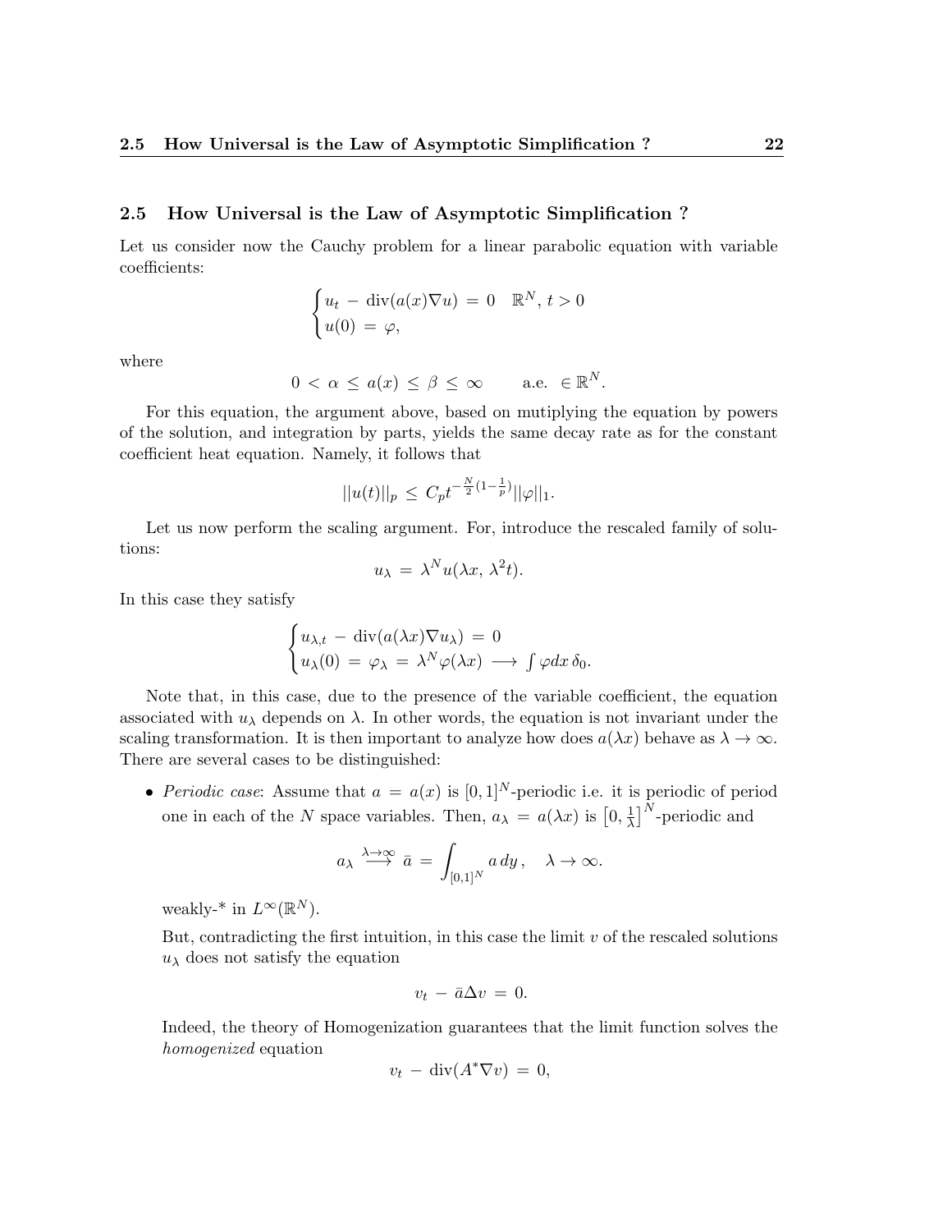## 2.5 How Universal is the Law of Asymptotic Simplification ?

Let us consider now the Cauchy problem for a linear parabolic equation with variable coefficients:

$$\begin{cases} u_t - \operatorname{div}(a(x)\nabla u) = 0 & \mathbb{R}^N,\, t > 0 \\ u(0) = \varphi, \end{cases}$$

where

$$0 < \alpha \leq a(x) \leq \beta \leq \infty \qquad \text{a.e. } \in \mathbb{R}^N.$$

For this equation, the argument above, based on mutiplying the equation by powers of the solution, and integration by parts, yields the same decay rate as for the constant coefficient heat equation. Namely, it follows that

$$||u(t)||_p \leq C_p t^{-\frac{N}{2}(1-\frac{1}{p})} ||\varphi||_1.$$

Let us now perform the scaling argument. For, introduce the rescaled family of solutions:

$$u_\lambda = \lambda^N u(\lambda x, \lambda^2 t).$$

In this case they satisfy

$$\begin{cases} u_{\lambda,t} - \operatorname{div}(a(\lambda x)\nabla u_\lambda) = 0 \\ u_\lambda(0) = \varphi_\lambda = \lambda^N \varphi(\lambda x) \longrightarrow \int \varphi dx\, \delta_0. \end{cases}$$

Note that, in this case, due to the presence of the variable coefficient, the equation associated with $u_\lambda$ depends on $\lambda$. In other words, the equation is not invariant under the scaling transformation. It is then important to analyze how does $a(\lambda x)$ behave as $\lambda \to \infty$. There are several cases to be distinguished:

- *Periodic case*: Assume that $a = a(x)$ is $[0,1]^N$-periodic i.e. it is periodic of period one in each of the $N$ space variables. Then, $a_\lambda = a(\lambda x)$ is $\left[0, \frac{1}{\lambda}\right]^N$-periodic and

$$a_\lambda \overset{\lambda\to\infty}{\longrightarrow} \bar{a} = \int_{[0,1]^N} a\, dy\,, \quad \lambda \to \infty.$$

  weakly-* in $L^\infty(\mathbb{R}^N)$.

  But, contradicting the first intuition, in this case the limit $v$ of the rescaled solutions $u_\lambda$ does not satisfy the equation

$$v_t - \bar{a}\Delta v = 0.$$

  Indeed, the theory of Homogenization guarantees that the limit function solves the *homogenized* equation

$$v_t - \operatorname{div}(A^* \nabla v) = 0,$$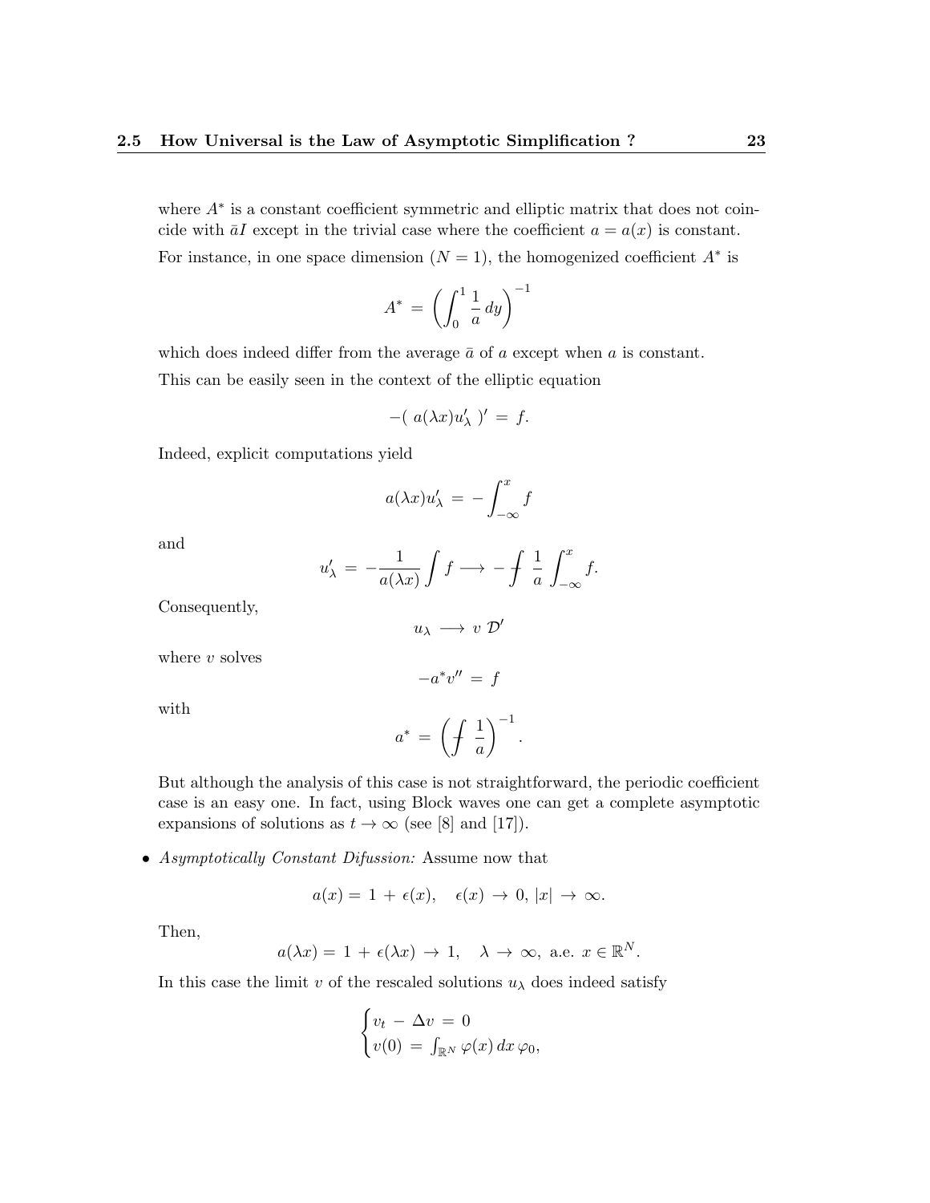where $A^*$ is a constant coefficient symmetric and elliptic matrix that does not coincide with $\bar{a}I$ except in the trivial case where the coefficient $a = a(x)$ is constant. For instance, in one space dimension ($N = 1$), the homogenized coefficient $A^*$ is

$$A^* = \left( \int_0^1 \frac{1}{a} \, dy \right)^{-1}$$

which does indeed differ from the average $\bar{a}$ of $a$ except when $a$ is constant.

This can be easily seen in the context of the elliptic equation

$$-( \, a(\lambda x) u'_\lambda \, )' = f.$$

Indeed, explicit computations yield

$$a(\lambda x) u'_\lambda = - \int_{-\infty}^x f$$

and

$$u'_\lambda = -\frac{1}{a(\lambda x)} \int f \longrightarrow - \fint \frac{1}{a} \int_{-\infty}^x f.$$

Consequently,

$$u_\lambda \longrightarrow v \; \mathcal{D}'$$

where $v$ solves

$$-a^* v'' = f$$

with

$$a^* = \left( \fint \frac{1}{a} \right)^{-1}.$$

But although the analysis of this case is not straightforward, the periodic coefficient case is an easy one. In fact, using Block waves one can get a complete asymptotic expansions of solutions as $t \to \infty$ (see [8] and [17]).

- *Asymptotically Constant Difussion:* Assume now that

$$a(x) = 1 + \epsilon(x), \quad \epsilon(x) \to 0, \; |x| \to \infty.$$

Then,

$$a(\lambda x) = 1 + \epsilon(\lambda x) \to 1, \quad \lambda \to \infty, \text{ a.e. } x \in \mathbb{R}^N.$$

In this case the limit $v$ of the rescaled solutions $u_\lambda$ does indeed satisfy

$$\begin{cases} v_t - \Delta v = 0 \\ v(0) = \int_{\mathbb{R}^N} \varphi(x) \, dx \, \varphi_0, \end{cases}$$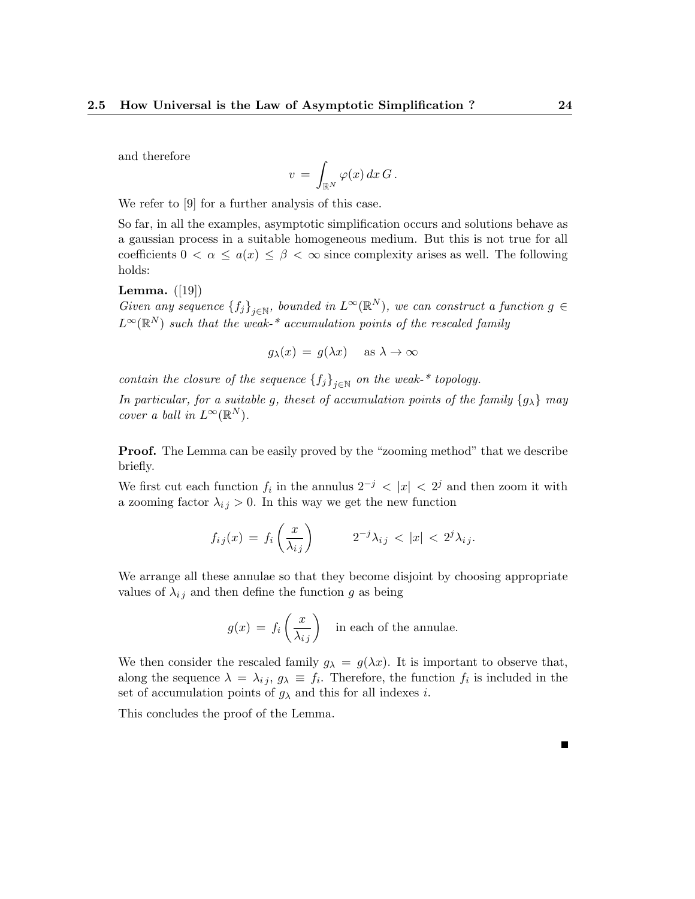and therefore

$$v = \int_{\mathbb{R}^N} \varphi(x)\, dx\, G\,.$$

We refer to [9] for a further analysis of this case.

So far, in all the examples, asymptotic simplification occurs and solutions behave as a gaussian process in a suitable homogeneous medium. But this is not true for all coefficients $0 < \alpha \leq a(x) \leq \beta < \infty$ since complexity arises as well. The following holds:

**Lemma.** ([19])
*Given any sequence $\{f_j\}_{j\in\mathbb{N}}$, bounded in $L^\infty(\mathbb{R}^N)$, we can construct a function $g \in L^\infty(\mathbb{R}^N)$ such that the weak-\* accumulation points of the rescaled family*

$$g_\lambda(x) = g(\lambda x) \quad \text{ as } \lambda \to \infty$$

*contain the closure of the sequence $\{f_j\}_{j\in\mathbb{N}}$ on the weak-\* topology.*

*In particular, for a suitable $g$, theset of accumulation points of the family $\{g_\lambda\}$ may cover a ball in $L^\infty(\mathbb{R}^N)$.*

**Proof.** The Lemma can be easily proved by the "zooming method" that we describe briefly.

We first cut each function $f_i$ in the annulus $2^{-j} < |x| < 2^j$ and then zoom it with a zooming factor $\lambda_{i\,j} > 0$. In this way we get the new function

$$f_{i\,j}(x) = f_i\left(\frac{x}{\lambda_{i\,j}}\right) \qquad\qquad 2^{-j}\lambda_{i\,j} < |x| < 2^j\lambda_{i\,j}.$$

We arrange all these annulae so that they become disjoint by choosing appropriate values of $\lambda_{i\,j}$ and then define the function $g$ as being

$$g(x) = f_i\left(\frac{x}{\lambda_{i\,j}}\right) \quad \text{in each of the annulae.}$$

We then consider the rescaled family $g_\lambda = g(\lambda x)$. It is important to observe that, along the sequence $\lambda = \lambda_{i\,j}$, $g_\lambda \equiv f_i$. Therefore, the function $f_i$ is included in the set of accumulation points of $g_\lambda$ and this for all indexes $i$.

This concludes the proof of the Lemma.

■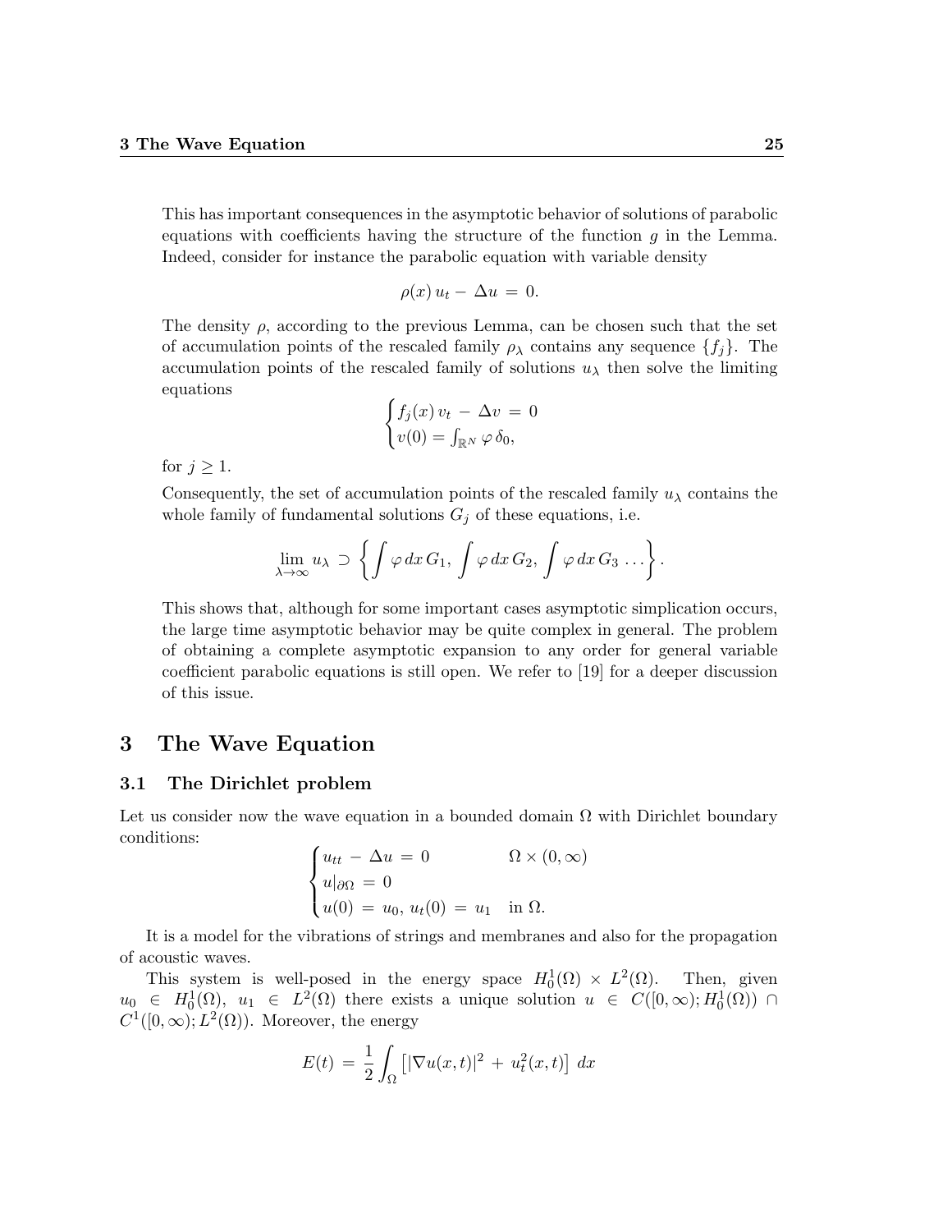This has important consequences in the asymptotic behavior of solutions of parabolic equations with coefficients having the structure of the function $g$ in the Lemma. Indeed, consider for instance the parabolic equation with variable density

$$\rho(x)\, u_t - \Delta u \,=\, 0.$$

The density $\rho$, according to the previous Lemma, can be chosen such that the set of accumulation points of the rescaled family $\rho_\lambda$ contains any sequence $\{f_j\}$. The accumulation points of the rescaled family of solutions $u_\lambda$ then solve the limiting equations

$$\begin{cases} f_j(x)\, v_t \,-\, \Delta v \,=\, 0 \\ v(0) = \int_{\mathbb{R}^N} \varphi\, \delta_0, \end{cases}$$

for $j \geq 1$.

Consequently, the set of accumulation points of the rescaled family $u_\lambda$ contains the whole family of fundamental solutions $G_j$ of these equations, i.e.

$$\lim_{\lambda\to\infty} u_\lambda \supset \left\{ \int \varphi\, dx\, G_1,\, \int \varphi\, dx\, G_2,\, \int \varphi\, dx\, G_3\, \ldots \right\}.$$

This shows that, although for some important cases asymptotic simplication occurs, the large time asymptotic behavior may be quite complex in general. The problem of obtaining a complete asymptotic expansion to any order for general variable coefficient parabolic equations is still open. We refer to [19] for a deeper discussion of this issue.

# 3 The Wave Equation

## 3.1 The Dirichlet problem

Let us consider now the wave equation in a bounded domain $\Omega$ with Dirichlet boundary conditions:

$$\begin{cases} u_{tt} \,-\, \Delta u \,=\, 0 & \Omega \times (0,\infty) \\ u|_{\partial\Omega} \,=\, 0 & \\ u(0) \,=\, u_0,\, u_t(0) \,=\, u_1 & \text{in } \Omega. \end{cases}$$

It is a model for the vibrations of strings and membranes and also for the propagation of acoustic waves.

This system is well-posed in the energy space $H_0^1(\Omega) \times L^2(\Omega)$. Then, given $u_0 \in H_0^1(\Omega)$, $u_1 \in L^2(\Omega)$ there exists a unique solution $u \in C([0,\infty); H_0^1(\Omega)) \cap C^1([0,\infty); L^2(\Omega))$. Moreover, the energy

$$E(t) \,=\, \frac{1}{2}\int_\Omega \left[|\nabla u(x,t)|^2 \,+\, u_t^2(x,t)\right]\, dx$$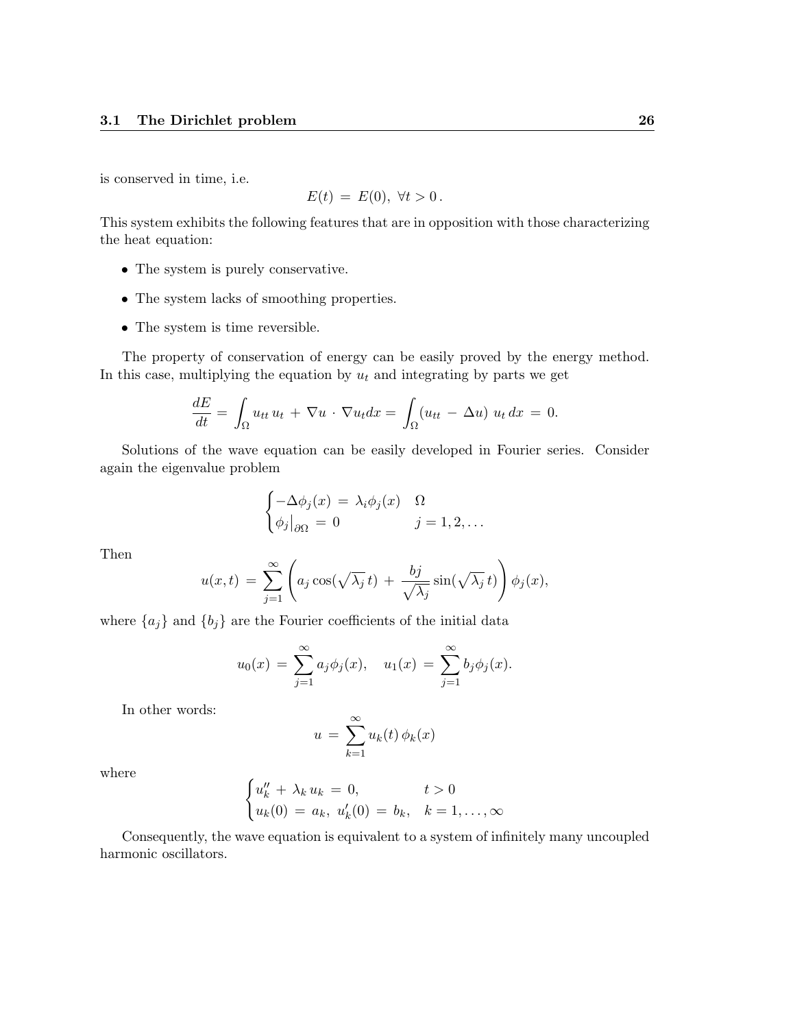is conserved in time, i.e.

$$E(t) = E(0), \ \forall t > 0\,.$$

This system exhibits the following features that are in opposition with those characterizing the heat equation:

- The system is purely conservative.
- The system lacks of smoothing properties.
- The system is time reversible.

The property of conservation of energy can be easily proved by the energy method. In this case, multiplying the equation by $u_t$ and integrating by parts we get

$$\frac{dE}{dt} = \int_\Omega u_{tt}\, u_t \,+\, \nabla u \,\cdot\, \nabla u_t dx = \int_\Omega (u_{tt} \,-\, \Delta u)\; u_t\, dx \,=\, 0.$$

Solutions of the wave equation can be easily developed in Fourier series. Consider again the eigenvalue problem

$$\begin{cases} -\Delta\phi_j(x) \,=\, \lambda_i\phi_j(x) & \Omega \\ \phi_j\big|_{\partial\Omega} \,=\, 0 & j = 1, 2, \ldots \end{cases}$$

Then

$$u(x,t) \,=\, \sum_{j=1}^{\infty} \left( a_j \cos(\sqrt{\lambda_j}\, t) \,+\, \frac{bj}{\sqrt{\lambda_j}} \sin(\sqrt{\lambda_j}\, t) \right) \phi_j(x),$$

where $\{a_j\}$ and $\{b_j\}$ are the Fourier coefficients of the initial data

$$u_0(x) \,=\, \sum_{j=1}^{\infty} a_j \phi_j(x), \quad u_1(x) \,=\, \sum_{j=1}^{\infty} b_j \phi_j(x).$$

In other words:

$$u \,=\, \sum_{k=1}^{\infty} u_k(t)\, \phi_k(x)$$

where

$$\begin{cases} u_k'' \,+\, \lambda_k\, u_k \,=\, 0, & t > 0 \\ u_k(0) \,=\, a_k, \ u_k'(0) \,=\, b_k, & k = 1, \ldots, \infty \end{cases}$$

Consequently, the wave equation is equivalent to a system of infinitely many uncoupled harmonic oscillators.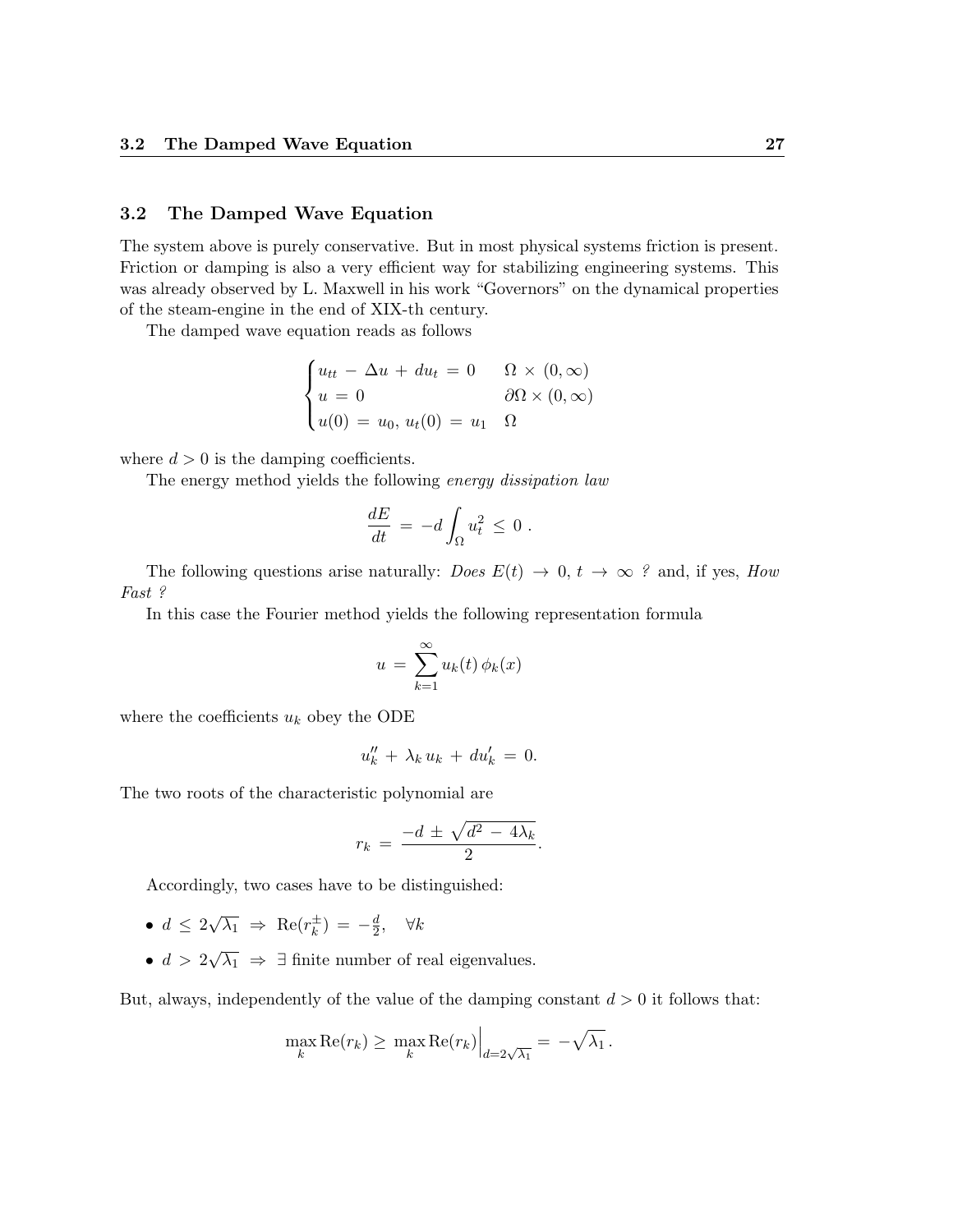## 3.2 The Damped Wave Equation

The system above is purely conservative. But in most physical systems friction is present. Friction or damping is also a very efficient way for stabilizing engineering systems. This was already observed by L. Maxwell in his work "Governors" on the dynamical properties of the steam-engine in the end of XIX-th century.

The damped wave equation reads as follows

$$\begin{cases} u_{tt} - \Delta u + d u_t = 0 & \Omega \times (0, \infty) \\ u = 0 & \partial\Omega \times (0, \infty) \\ u(0) = u_0,\, u_t(0) = u_1 & \Omega \end{cases}$$

where $d > 0$ is the damping coefficients.

The energy method yields the following *energy dissipation law*

$$\frac{dE}{dt} = -d \int_\Omega u_t^2 \leq 0 \,.$$

The following questions arise naturally: *Does $E(t) \to 0$, $t \to \infty$ ?* and, if yes, *How Fast ?*

In this case the Fourier method yields the following representation formula

$$u = \sum_{k=1}^{\infty} u_k(t)\, \phi_k(x)$$

where the coefficients $u_k$ obey the ODE

$$u_k'' + \lambda_k u_k + d u_k' = 0.$$

The two roots of the characteristic polynomial are

$$r_k = \frac{-d \pm \sqrt{d^2 - 4\lambda_k}}{2}.$$

Accordingly, two cases have to be distinguished:

- $d \leq 2\sqrt{\lambda_1} \Rightarrow \mathrm{Re}(r_k^{\pm}) = -\frac{d}{2}, \quad \forall k$
- $d > 2\sqrt{\lambda_1} \Rightarrow \exists$ finite number of real eigenvalues.

But, always, independently of the value of the damping constant $d > 0$ it follows that:

$$\max_k \mathrm{Re}(r_k) \geq \max_k \mathrm{Re}(r_k)\Big|_{d=2\sqrt{\lambda_1}} = -\sqrt{\lambda_1}\,.$$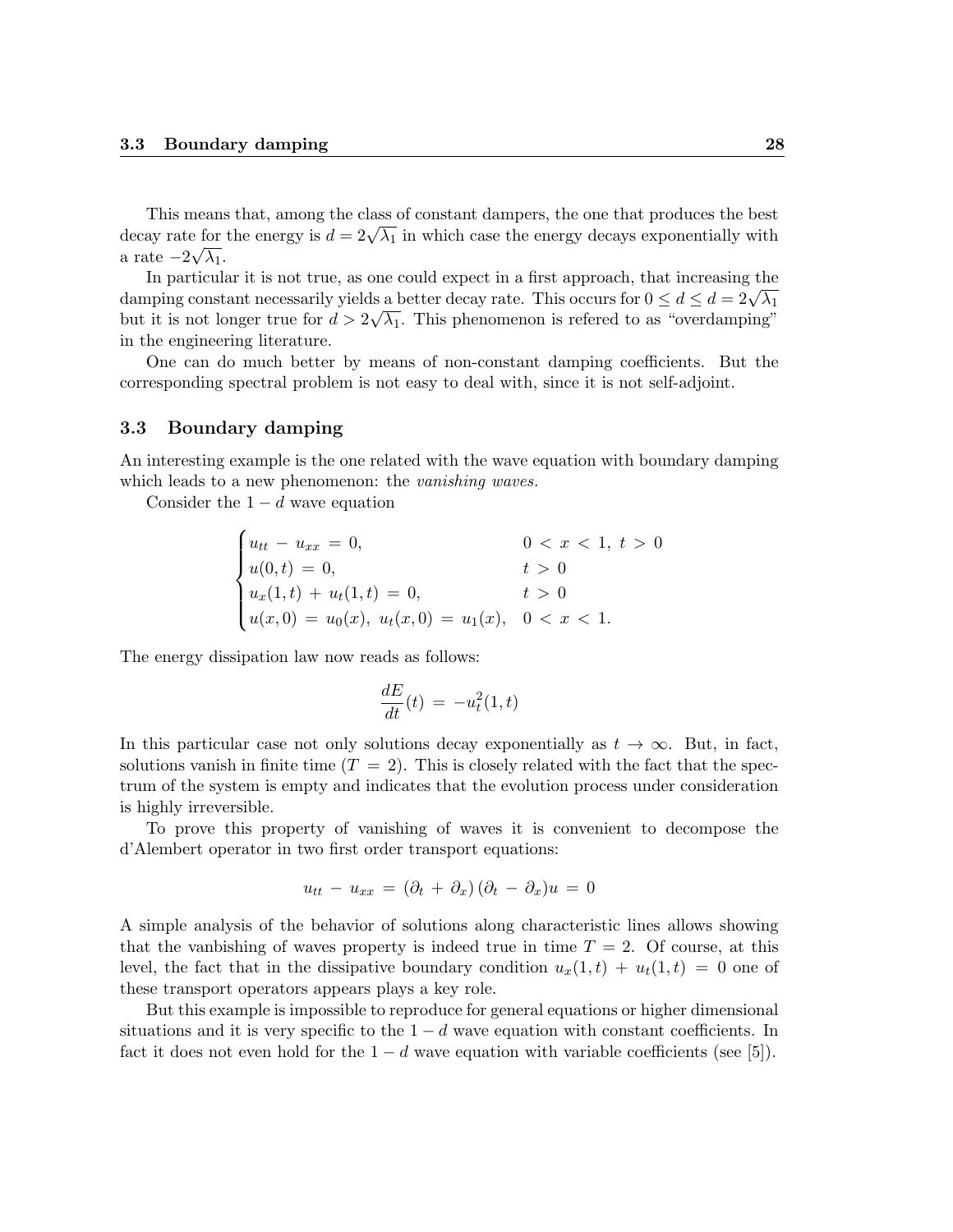This means that, among the class of constant dampers, the one that produces the best decay rate for the energy is $d = 2\sqrt{\lambda_1}$ in which case the energy decays exponentially with a rate $-2\sqrt{\lambda_1}$.

In particular it is not true, as one could expect in a first approach, that increasing the damping constant necessarily yields a better decay rate. This occurs for $0 \leq d \leq d = 2\sqrt{\lambda_1}$ but it is not longer true for $d > 2\sqrt{\lambda_1}$. This phenomenon is refered to as "overdamping" in the engineering literature.

One can do much better by means of non-constant damping coefficients. But the corresponding spectral problem is not easy to deal with, since it is not self-adjoint.

### 3.3 Boundary damping

An interesting example is the one related with the wave equation with boundary damping which leads to a new phenomenon: the *vanishing waves.*

Consider the $1-d$ wave equation

$$
\begin{cases}
u_{tt} - u_{xx} = 0, & 0 < x < 1,\ t > 0 \\
u(0,t) = 0, & t > 0 \\
u_x(1,t) + u_t(1,t) = 0, & t > 0 \\
u(x,0) = u_0(x),\ u_t(x,0) = u_1(x), & 0 < x < 1.
\end{cases}
$$

The energy dissipation law now reads as follows:

$$
\frac{dE}{dt}(t) = -u_t^2(1,t)
$$

In this particular case not only solutions decay exponentially as $t \to \infty$. But, in fact, solutions vanish in finite time ($T = 2$). This is closely related with the fact that the spectrum of the system is empty and indicates that the evolution process under consideration is highly irreversible.

To prove this property of vanishing of waves it is convenient to decompose the d'Alembert operator in two first order transport equations:

$$
u_{tt} - u_{xx} = (\partial_t + \partial_x)(\partial_t - \partial_x)u = 0
$$

A simple analysis of the behavior of solutions along characteristic lines allows showing that the vanbishing of waves property is indeed true in time $T = 2$. Of course, at this level, the fact that in the dissipative boundary condition $u_x(1,t) + u_t(1,t) = 0$ one of these transport operators appears plays a key role.

But this example is impossible to reproduce for general equations or higher dimensional situations and it is very specific to the $1-d$ wave equation with constant coefficients. In fact it does not even hold for the $1-d$ wave equation with variable coefficients (see [5]).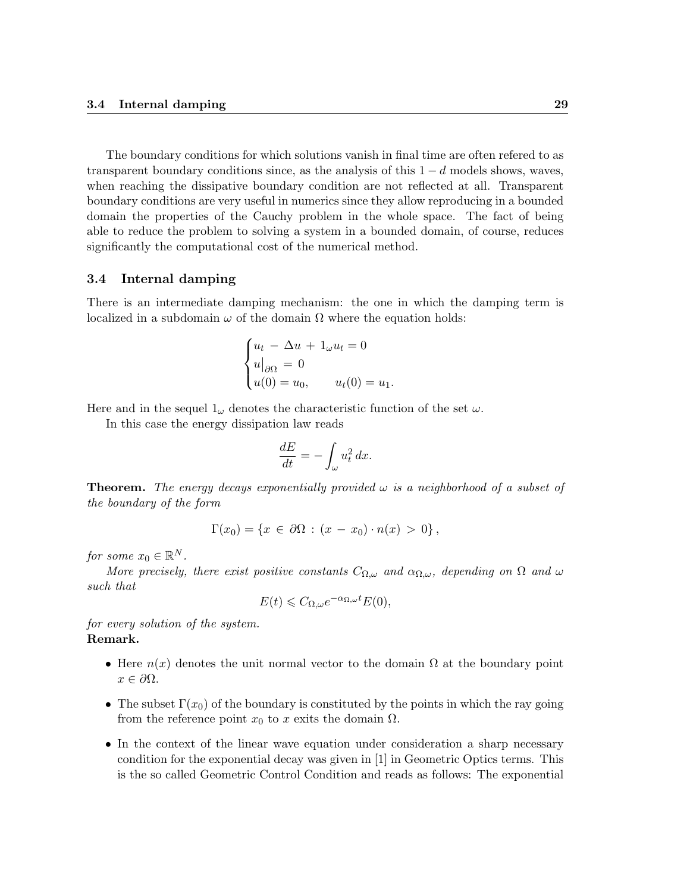The boundary conditions for which solutions vanish in final time are often refered to as transparent boundary conditions since, as the analysis of this $1-d$ models shows, waves, when reaching the dissipative boundary condition are not reflected at all. Transparent boundary conditions are very useful in numerics since they allow reproducing in a bounded domain the properties of the Cauchy problem in the whole space. The fact of being able to reduce the problem to solving a system in a bounded domain, of course, reduces significantly the computational cost of the numerical method.

### 3.4 Internal damping

There is an intermediate damping mechanism: the one in which the damping term is localized in a subdomain $\omega$ of the domain $\Omega$ where the equation holds:

$$\begin{cases} u_t \, - \, \Delta u \, + \, 1_\omega u_t = 0 \\ u\big|_{\partial\Omega} \, = \, 0 \\ u(0) = u_0, \qquad u_t(0) = u_1. \end{cases}$$

Here and in the sequel $1_\omega$ denotes the characteristic function of the set $\omega$.

In this case the energy dissipation law reads

$$\frac{dE}{dt} = -\int_\omega u_t^2 \, dx.$$

**Theorem.** *The energy decays exponentially provided $\omega$ is a neighborhood of a subset of the boundary of the form*

$$\Gamma(x_0) = \{ x \, \in \, \partial\Omega \, : \, (x \, - \, x_0) \cdot n(x) \, > \, 0 \},$$

*for some $x_0 \in \mathbb{R}^N$.*

*More precisely, there exist positive constants $C_{\Omega,\omega}$ and $\alpha_{\Omega,\omega}$, depending on $\Omega$ and $\omega$ such that*

$$E(t) \leqslant C_{\Omega,\omega} e^{-\alpha_{\Omega,\omega} t} E(0),$$

*for every solution of the system.*

**Remark.**

- Here $n(x)$ denotes the unit normal vector to the domain $\Omega$ at the boundary point $x \in \partial\Omega$.
- The subset $\Gamma(x_0)$ of the boundary is constituted by the points in which the ray going from the reference point $x_0$ to $x$ exits the domain $\Omega$.
- In the context of the linear wave equation under consideration a sharp necessary condition for the exponential decay was given in [1] in Geometric Optics terms. This is the so called Geometric Control Condition and reads as follows: The exponential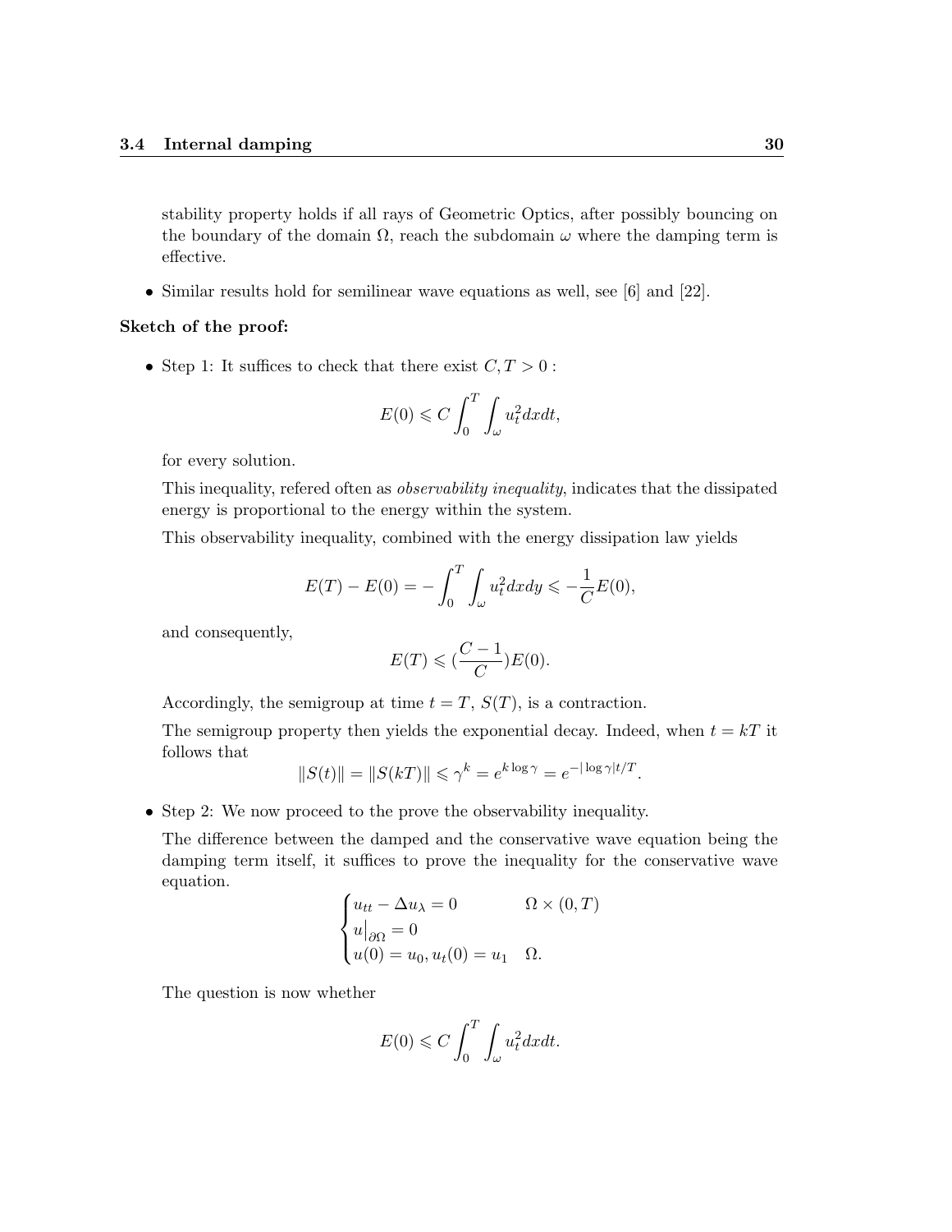stability property holds if all rays of Geometric Optics, after possibly bouncing on the boundary of the domain $\Omega$, reach the subdomain $\omega$ where the damping term is effective.

- Similar results hold for semilinear wave equations as well, see [6] and [22].

**Sketch of the proof:**

- Step 1: It suffices to check that there exist $C, T > 0$ :

  $$E(0) \leqslant C \int_0^T \int_\omega u_t^2 dx dt,$$

  for every solution.

  This inequality, refered often as *observability inequality*, indicates that the dissipated energy is proportional to the energy within the system.

  This observability inequality, combined with the energy dissipation law yields

  $$E(T) - E(0) = -\int_0^T \int_\omega u_t^2 dx dy \leqslant -\frac{1}{C} E(0),$$

  and consequently,

  $$E(T) \leqslant (\frac{C-1}{C}) E(0).$$

  Accordingly, the semigroup at time $t = T$, $S(T)$, is a contraction.

  The semigroup property then yields the exponential decay. Indeed, when $t = kT$ it follows that

  $$\|S(t)\| = \|S(kT)\| \leqslant \gamma^k = e^{k \log \gamma} = e^{-|\log \gamma| t/T}.$$

- Step 2: We now proceed to the prove the observability inequality.

  The difference between the damped and the conservative wave equation being the damping term itself, it suffices to prove the inequality for the conservative wave equation.

  $$\begin{cases} u_{tt} - \Delta u_\lambda = 0 & \Omega \times (0,T) \\ u\big|_{\partial\Omega} = 0 & \\ u(0) = u_0, u_t(0) = u_1 & \Omega. \end{cases}$$

  The question is now whether

  $$E(0) \leqslant C \int_0^T \int_\omega u_t^2 dx dt.$$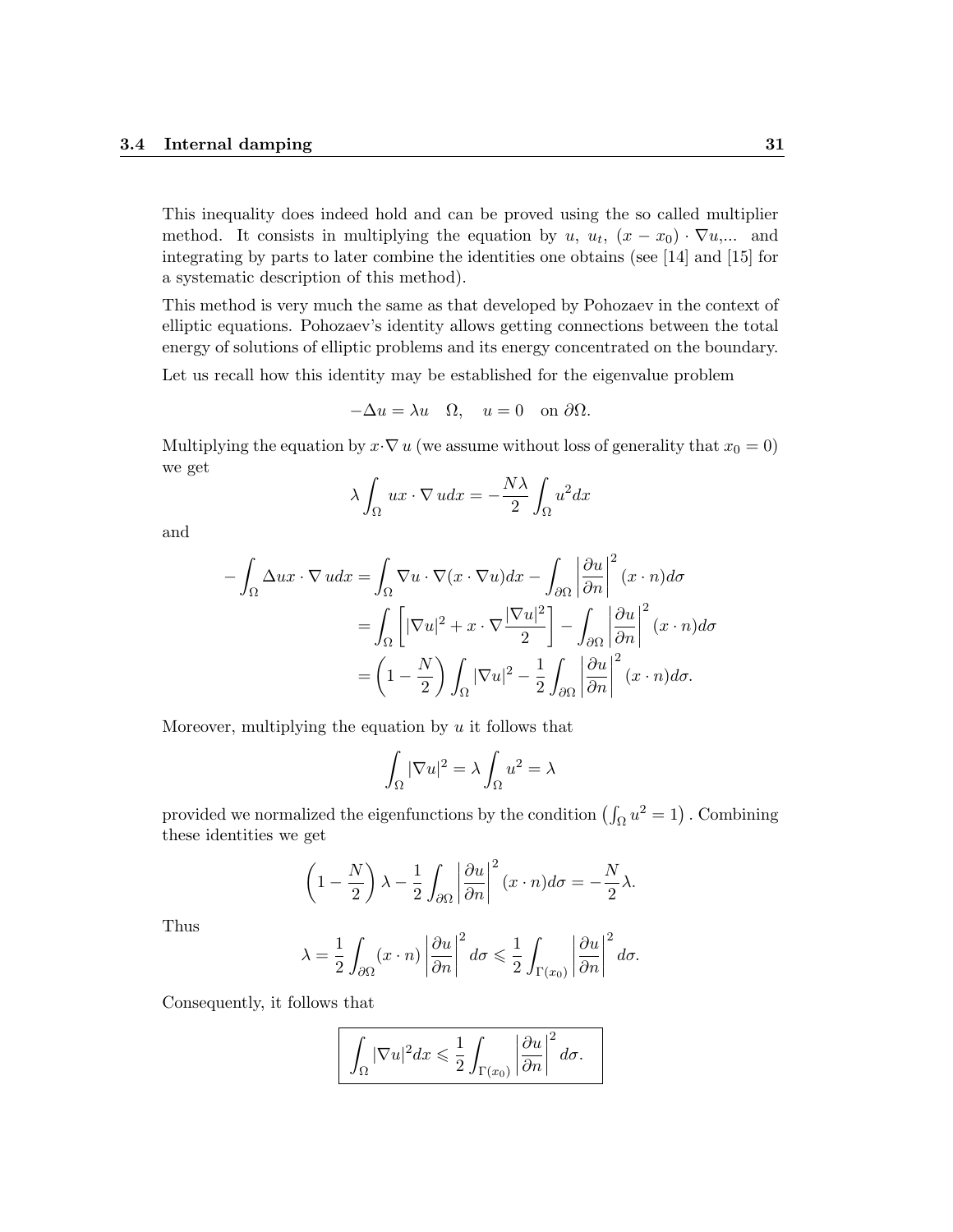This inequality does indeed hold and can be proved using the so called multiplier method. It consists in multiplying the equation by $u$, $u_t$, $(x - x_0) \cdot \nabla u$,... and integrating by parts to later combine the identities one obtains (see [14] and [15] for a systematic description of this method).

This method is very much the same as that developed by Pohozaev in the context of elliptic equations. Pohozaev's identity allows getting connections between the total energy of solutions of elliptic problems and its energy concentrated on the boundary.

Let us recall how this identity may be established for the eigenvalue problem

$$-\Delta u = \lambda u \quad \Omega, \quad u = 0 \quad \text{on } \partial\Omega.$$

Multiplying the equation by $x \cdot \nabla u$ (we assume without loss of generality that $x_0 = 0$) we get

$$\lambda \int_\Omega u x \cdot \nabla u dx = -\frac{N\lambda}{2} \int_\Omega u^2 dx$$

and

$$\begin{aligned}
-\int_\Omega \Delta u x \cdot \nabla u dx &= \int_\Omega \nabla u \cdot \nabla(x \cdot \nabla u) dx - \int_{\partial\Omega} \left|\frac{\partial u}{\partial n}\right|^2 (x \cdot n) d\sigma \\
&= \int_\Omega \left[ |\nabla u|^2 + x \cdot \nabla \frac{|\nabla u|^2}{2} \right] - \int_{\partial\Omega} \left|\frac{\partial u}{\partial n}\right|^2 (x \cdot n) d\sigma \\
&= \left(1 - \frac{N}{2}\right) \int_\Omega |\nabla u|^2 - \frac{1}{2} \int_{\partial\Omega} \left|\frac{\partial u}{\partial n}\right|^2 (x \cdot n) d\sigma.
\end{aligned}$$

Moreover, multiplying the equation by $u$ it follows that

$$\int_\Omega |\nabla u|^2 = \lambda \int_\Omega u^2 = \lambda$$

provided we normalized the eigenfunctions by the condition $\left(\int_\Omega u^2 = 1\right)$. Combining these identities we get

$$\left(1 - \frac{N}{2}\right) \lambda - \frac{1}{2} \int_{\partial\Omega} \left|\frac{\partial u}{\partial n}\right|^2 (x \cdot n) d\sigma = -\frac{N}{2}\lambda.$$

Thus

$$\lambda = \frac{1}{2} \int_{\partial\Omega} (x \cdot n) \left|\frac{\partial u}{\partial n}\right|^2 d\sigma \leqslant \frac{1}{2} \int_{\Gamma(x_0)} \left|\frac{\partial u}{\partial n}\right|^2 d\sigma.$$

Consequently, it follows that

$$\boxed{\int_\Omega |\nabla u|^2 dx \leqslant \frac{1}{2} \int_{\Gamma(x_0)} \left|\frac{\partial u}{\partial n}\right|^2 d\sigma.}$$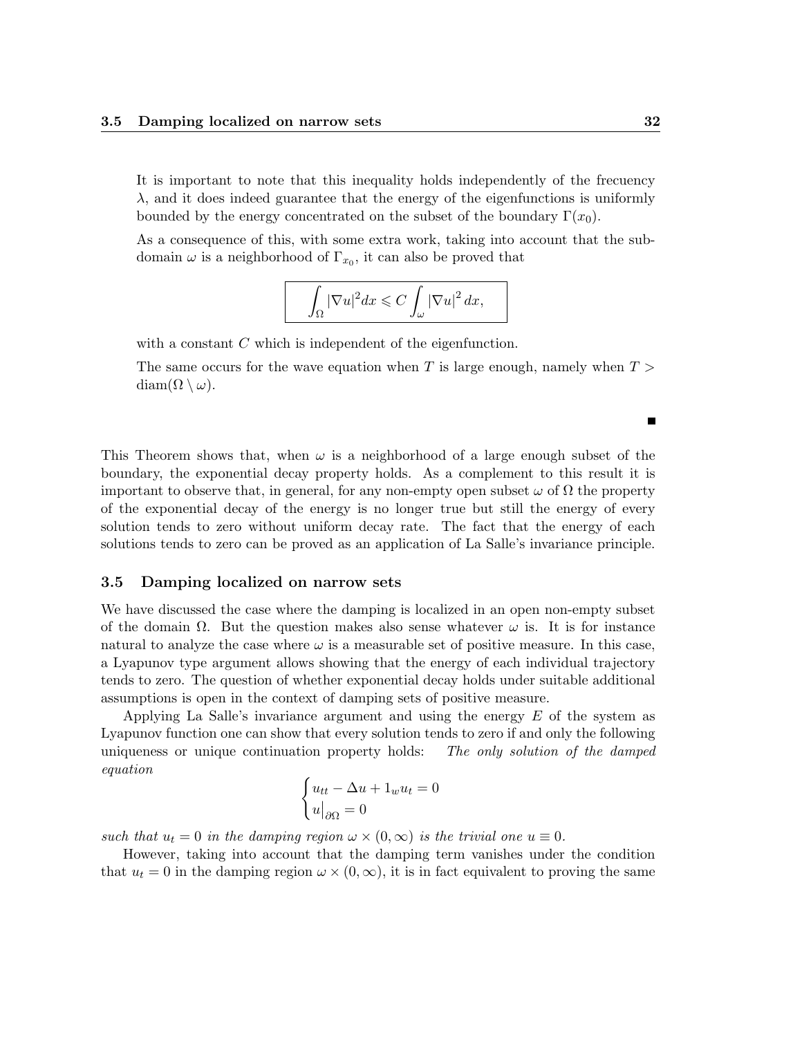It is important to note that this inequality holds independently of the frecuency $\lambda$, and it does indeed guarantee that the energy of the eigenfunctions is uniformly bounded by the energy concentrated on the subset of the boundary $\Gamma(x_0)$.

As a consequence of this, with some extra work, taking into account that the subdomain $\omega$ is a neighborhood of $\Gamma_{x_0}$, it can also be proved that

$$\boxed{\int_{\Omega} |\nabla u|^2 dx \leqslant C \int_{\omega} |\nabla u|^2 \, dx,}$$

with a constant $C$ which is independent of the eigenfunction.

The same occurs for the wave equation when $T$ is large enough, namely when $T > \operatorname{diam}(\Omega \setminus \omega)$.

■

This Theorem shows that, when $\omega$ is a neighborhood of a large enough subset of the boundary, the exponential decay property holds. As a complement to this result it is important to observe that, in general, for any non-empty open subset $\omega$ of $\Omega$ the property of the exponential decay of the energy is no longer true but still the energy of every solution tends to zero without uniform decay rate. The fact that the energy of each solutions tends to zero can be proved as an application of La Salle's invariance principle.

### 3.5 Damping localized on narrow sets

We have discussed the case where the damping is localized in an open non-empty subset of the domain $\Omega$. But the question makes also sense whatever $\omega$ is. It is for instance natural to analyze the case where $\omega$ is a measurable set of positive measure. In this case, a Lyapunov type argument allows showing that the energy of each individual trajectory tends to zero. The question of whether exponential decay holds under suitable additional assumptions is open in the context of damping sets of positive measure.

Applying La Salle's invariance argument and using the energy $E$ of the system as Lyapunov function one can show that every solution tends to zero if and only the following uniqueness or unique continuation property holds: *The only solution of the damped equation*

$$\begin{cases} u_{tt} - \Delta u + 1_w u_t = 0 \\ u\big|_{\partial\Omega} = 0 \end{cases}$$

*such that $u_t = 0$ in the damping region $\omega \times (0, \infty)$ is the trivial one $u \equiv 0$.*

However, taking into account that the damping term vanishes under the condition that $u_t = 0$ in the damping region $\omega \times (0, \infty)$, it is in fact equivalent to proving the same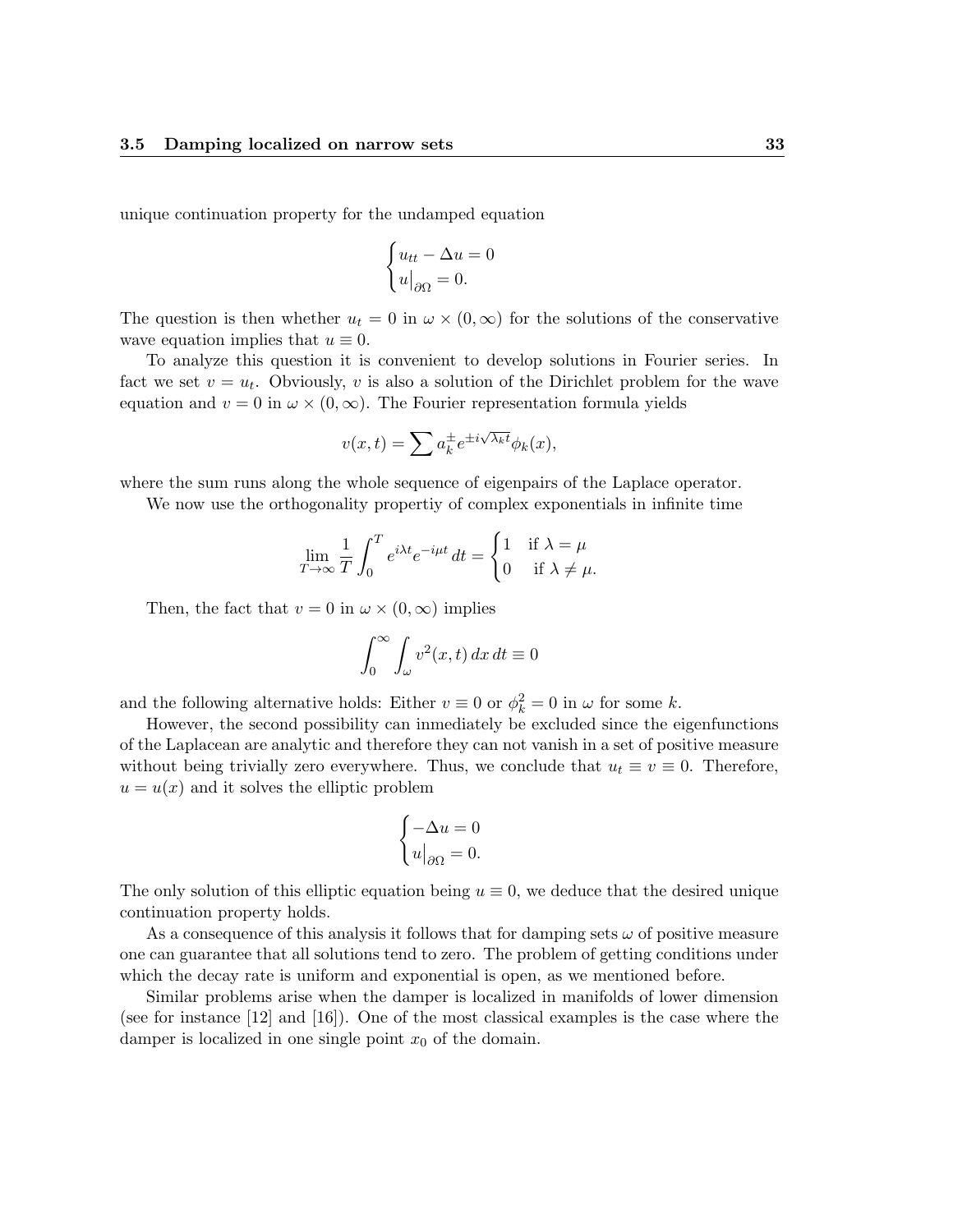unique continuation property for the undamped equation

$$\begin{cases} u_{tt} - \Delta u = 0 \\ u\big|_{\partial\Omega} = 0. \end{cases}$$

The question is then whether $u_t = 0$ in $\omega \times (0, \infty)$ for the solutions of the conservative wave equation implies that $u \equiv 0$.

To analyze this question it is convenient to develop solutions in Fourier series. In fact we set $v = u_t$. Obviously, $v$ is also a solution of the Dirichlet problem for the wave equation and $v = 0$ in $\omega \times (0, \infty)$. The Fourier representation formula yields

$$v(x,t) = \sum a_k^{\pm} e^{\pm i\sqrt{\lambda_k} t} \phi_k(x),$$

where the sum runs along the whole sequence of eigenpairs of the Laplace operator.

We now use the orthogonality propertiy of complex exponentials in infinite time

$$\lim_{T \to \infty} \frac{1}{T} \int_0^T e^{i\lambda t} e^{-i\mu t}\, dt = \begin{cases} 1 & \text{if } \lambda = \mu \\ 0 & \text{if } \lambda \neq \mu. \end{cases}$$

Then, the fact that $v = 0$ in $\omega \times (0, \infty)$ implies

$$\int_0^\infty \int_\omega v^2(x,t)\, dx\, dt \equiv 0$$

and the following alternative holds: Either $v \equiv 0$ or $\phi_k^2 = 0$ in $\omega$ for some $k$.

However, the second possibility can inmediately be excluded since the eigenfunctions of the Laplacean are analytic and therefore they can not vanish in a set of positive measure without being trivially zero everywhere. Thus, we conclude that $u_t \equiv v \equiv 0$. Therefore, $u = u(x)$ and it solves the elliptic problem

$$\begin{cases} -\Delta u = 0 \\ u\big|_{\partial\Omega} = 0. \end{cases}$$

The only solution of this elliptic equation being $u \equiv 0$, we deduce that the desired unique continuation property holds.

As a consequence of this analysis it follows that for damping sets $\omega$ of positive measure one can guarantee that all solutions tend to zero. The problem of getting conditions under which the decay rate is uniform and exponential is open, as we mentioned before.

Similar problems arise when the damper is localized in manifolds of lower dimension (see for instance [12] and [16]). One of the most classical examples is the case where the damper is localized in one single point $x_0$ of the domain.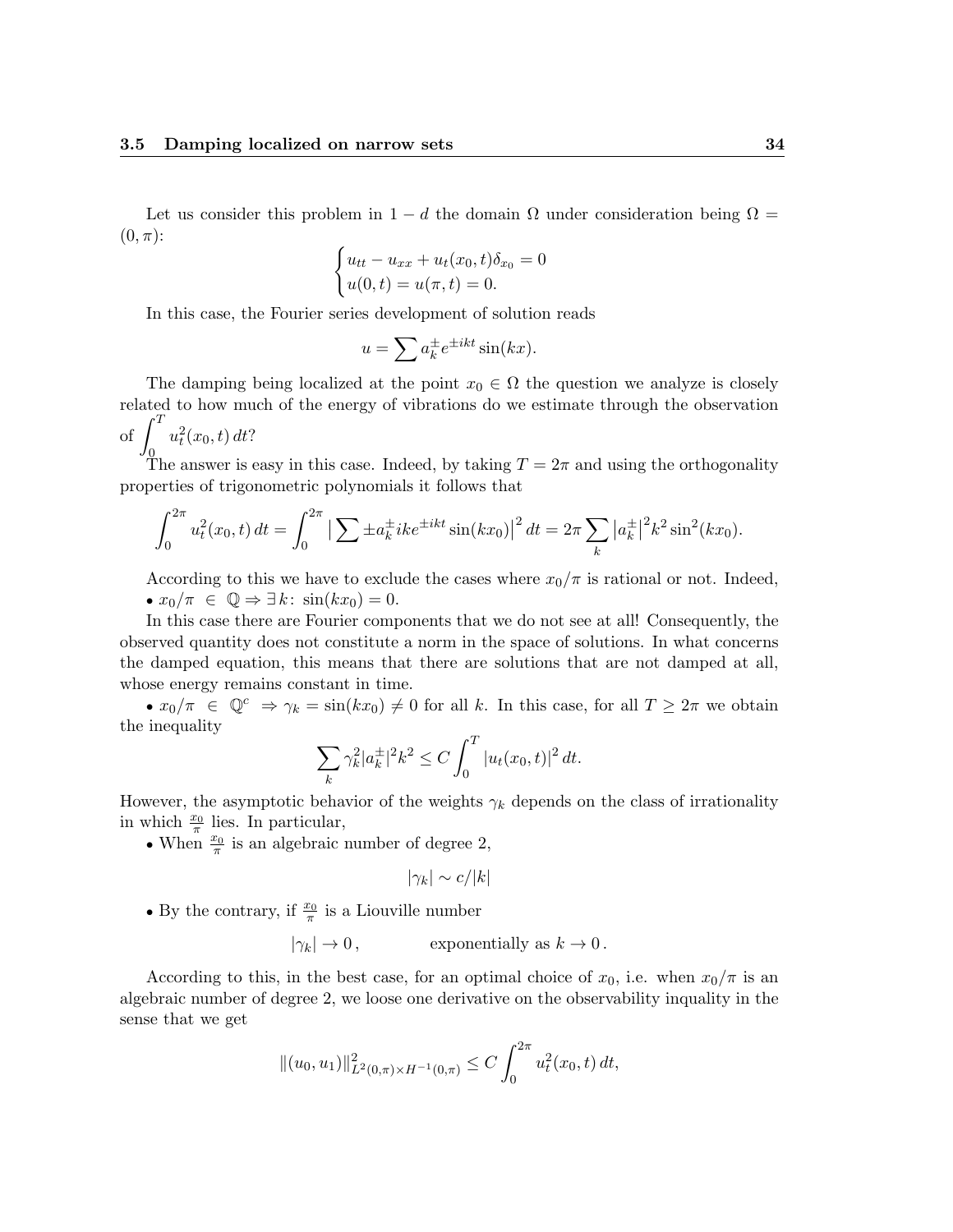Let us consider this problem in $1-d$ the domain $\Omega$ under consideration being $\Omega = (0, \pi)$:

$$\begin{cases} u_{tt} - u_{xx} + u_t(x_0, t)\delta_{x_0} = 0 \\ u(0,t) = u(\pi, t) = 0. \end{cases}$$

In this case, the Fourier series development of solution reads

$$u = \sum a_k^{\pm} e^{\pm ikt} \sin(kx).$$

The damping being localized at the point $x_0 \in \Omega$ the question we analyze is closely related to how much of the energy of vibrations do we estimate through the observation of $\int_0^T u_t^2(x_0, t)\, dt$?

The answer is easy in this case. Indeed, by taking $T = 2\pi$ and using the orthogonality properties of trigonometric polynomials it follows that

$$\int_0^{2\pi} u_t^2(x_0, t)\, dt = \int_0^{2\pi} \big| \sum \pm a_k^{\pm} ike^{\pm ikt} \sin(kx_0)\big|^2 dt = 2\pi \sum_k \big|a_k^{\pm}\big|^2 k^2 \sin^2(kx_0).$$

According to this we have to exclude the cases where $x_0/\pi$ is rational or not. Indeed,

• $x_0/\pi \in \mathbb{Q} \Rightarrow \exists\, k\colon \sin(kx_0) = 0.$

In this case there are Fourier components that we do not see at all! Consequently, the observed quantity does not constitute a norm in the space of solutions. In what concerns the damped equation, this means that there are solutions that are not damped at all, whose energy remains constant in time.

• $x_0/\pi \in \mathbb{Q}^c \Rightarrow \gamma_k = \sin(kx_0) \neq 0$ for all $k$. In this case, for all $T \geq 2\pi$ we obtain the inequality

$$\sum_k \gamma_k^2 |a_k^{\pm}|^2 k^2 \leq C \int_0^T |u_t(x_0, t)|^2\, dt.$$

However, the asymptotic behavior of the weights $\gamma_k$ depends on the class of irrationality in which $\frac{x_0}{\pi}$ lies. In particular,

• When $\frac{x_0}{\pi}$ is an algebraic number of degree 2,

$$|\gamma_k| \sim c/|k|$$

• By the contrary, if $\frac{x_0}{\pi}$ is a Liouville number

$$|\gamma_k| \to 0\,, \qquad \text{exponentially as } k \to 0\,.$$

According to this, in the best case, for an optimal choice of $x_0$, i.e. when $x_0/\pi$ is an algebraic number of degree 2, we loose one derivative on the observability inquality in the sense that we get

$$\|(u_0, u_1)\|^2_{L^2(0,\pi)\times H^{-1}(0,\pi)} \leq C \int_0^{2\pi} u_t^2(x_0, t)\, dt,$$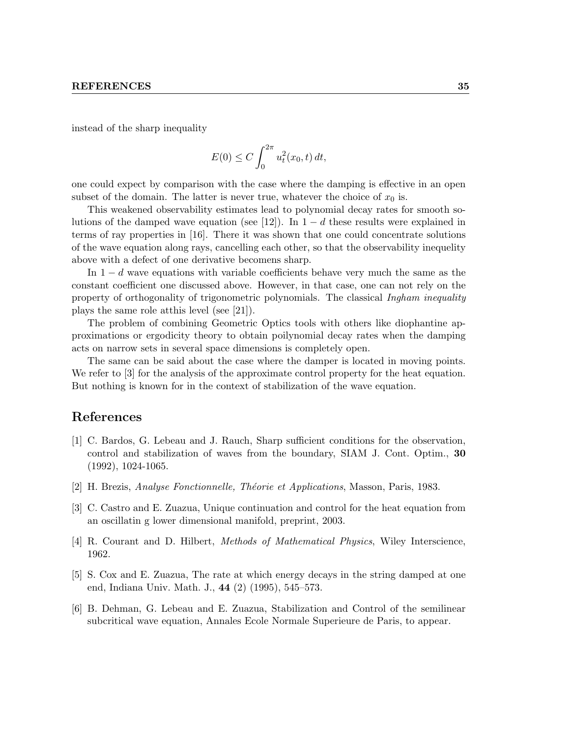instead of the sharp inequality

$$E(0) \leq C \int_0^{2\pi} u_t^2(x_0, t)\, dt,$$

one could expect by comparison with the case where the damping is effective in an open subset of the domain. The latter is never true, whatever the choice of $x_0$ is.

This weakened observability estimates lead to polynomial decay rates for smooth solutions of the damped wave equation (see [12]). In $1-d$ these results were explained in terms of ray properties in [16]. There it was shown that one could concentrate solutions of the wave equation along rays, cancelling each other, so that the observability inequelity above with a defect of one derivative becomens sharp.

In $1-d$ wave equations with variable coefficients behave very much the same as the constant coefficient one discussed above. However, in that case, one can not rely on the property of orthogonality of trigonometric polynomials. The classical *Ingham inequality* plays the same role atthis level (see [21]).

The problem of combining Geometric Optics tools with others like diophantine approximations or ergodicity theory to obtain poilynomial decay rates when the damping acts on narrow sets in several space dimensions is completely open.

The same can be said about the case where the damper is located in moving points. We refer to [3] for the analysis of the approximate control property for the heat equation. But nothing is known for in the context of stabilization of the wave equation.

# References

[1] C. Bardos, G. Lebeau and J. Rauch, Sharp sufficient conditions for the observation, control and stabilization of waves from the boundary, SIAM J. Cont. Optim., **30** (1992), 1024-1065.

[2] H. Brezis, *Analyse Fonctionnelle, Théorie et Applications*, Masson, Paris, 1983.

[3] C. Castro and E. Zuazua, Unique continuation and control for the heat equation from an oscillatin g lower dimensional manifold, preprint, 2003.

[4] R. Courant and D. Hilbert, *Methods of Mathematical Physics*, Wiley Interscience, 1962.

[5] S. Cox and E. Zuazua, The rate at which energy decays in the string damped at one end, Indiana Univ. Math. J., **44** (2) (1995), 545–573.

[6] B. Dehman, G. Lebeau and E. Zuazua, Stabilization and Control of the semilinear subcritical wave equation, Annales Ecole Normale Superieure de Paris, to appear.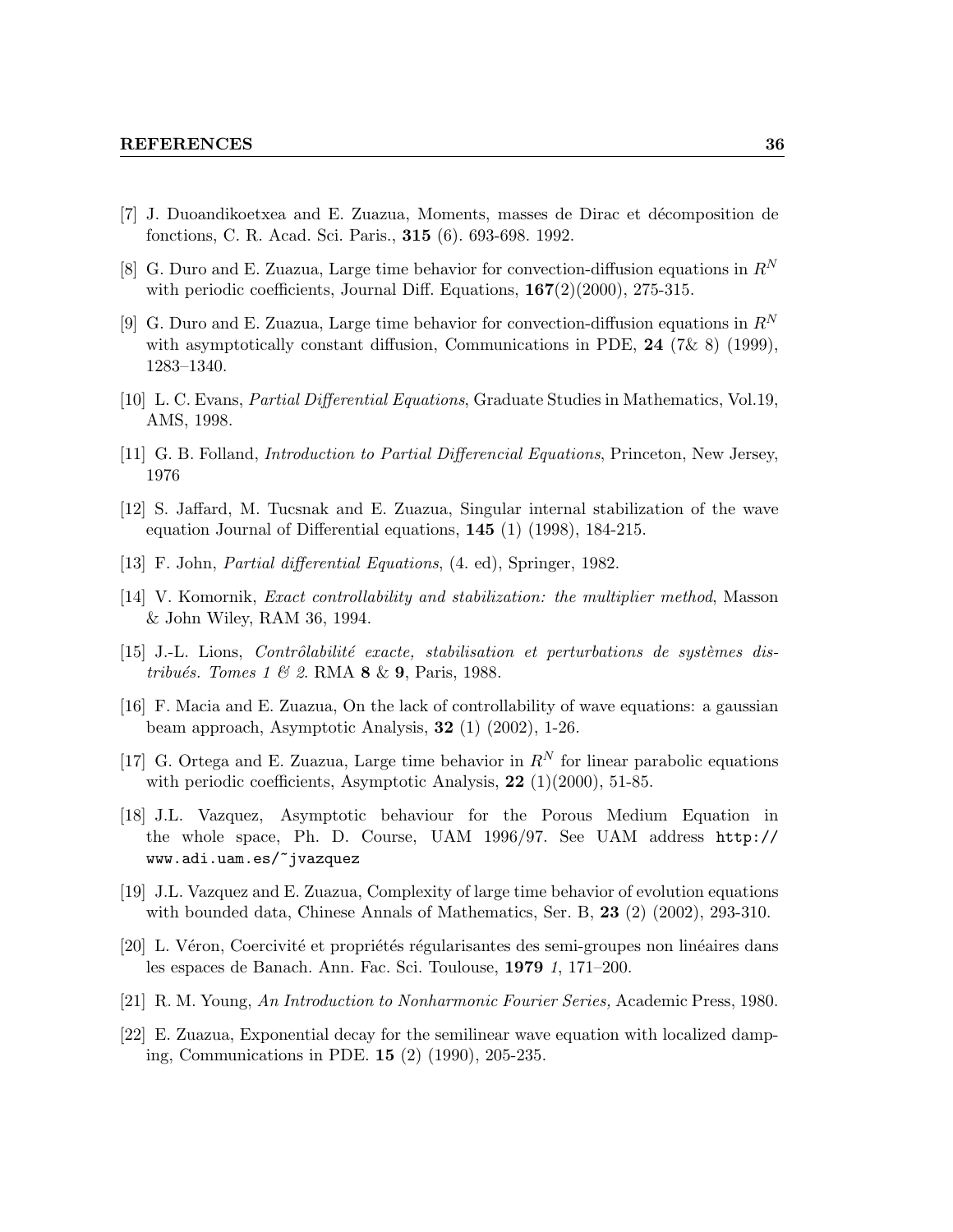[7] J. Duoandikoetxea and E. Zuazua, Moments, masses de Dirac et décomposition de fonctions, C. R. Acad. Sci. Paris., **315** (6). 693-698. 1992.

[8] G. Duro and E. Zuazua, Large time behavior for convection-diffusion equations in $R^N$ with periodic coefficients, Journal Diff. Equations, **167**(2)(2000), 275-315.

[9] G. Duro and E. Zuazua, Large time behavior for convection-diffusion equations in $R^N$ with asymptotically constant diffusion, Communications in PDE, **24** (7& 8) (1999), 1283–1340.

[10] L. C. Evans, *Partial Differential Equations*, Graduate Studies in Mathematics, Vol.19, AMS, 1998.

[11] G. B. Folland, *Introduction to Partial Differencial Equations*, Princeton, New Jersey, 1976

[12] S. Jaffard, M. Tucsnak and E. Zuazua, Singular internal stabilization of the wave equation Journal of Differential equations, **145** (1) (1998), 184-215.

[13] F. John, *Partial differential Equations*, (4. ed), Springer, 1982.

[14] V. Komornik, *Exact controllability and stabilization: the multiplier method*, Masson & John Wiley, RAM 36, 1994.

[15] J.-L. Lions, *Contrôlabilité exacte, stabilisation et perturbations de systèmes distribués. Tomes 1 & 2*. RMA **8** & **9**, Paris, 1988.

[16] F. Macia and E. Zuazua, On the lack of controllability of wave equations: a gaussian beam approach, Asymptotic Analysis, **32** (1) (2002), 1-26.

[17] G. Ortega and E. Zuazua, Large time behavior in $R^N$ for linear parabolic equations with periodic coefficients, Asymptotic Analysis, **22** (1)(2000), 51-85.

[18] J.L. Vazquez, Asymptotic behaviour for the Porous Medium Equation in the whole space, Ph. D. Course, UAM 1996/97. See UAM address `http://www.adi.uam.es/~jvazquez`

[19] J.L. Vazquez and E. Zuazua, Complexity of large time behavior of evolution equations with bounded data, Chinese Annals of Mathematics, Ser. B, **23** (2) (2002), 293-310.

[20] L. Véron, Coercivité et propriétés régularisantes des semi-groupes non linéaires dans les espaces de Banach. Ann. Fac. Sci. Toulouse, **1979** *1*, 171–200.

[21] R. M. Young, *An Introduction to Nonharmonic Fourier Series,* Academic Press, 1980.

[22] E. Zuazua, Exponential decay for the semilinear wave equation with localized damping, Communications in PDE. **15** (2) (1990), 205-235.